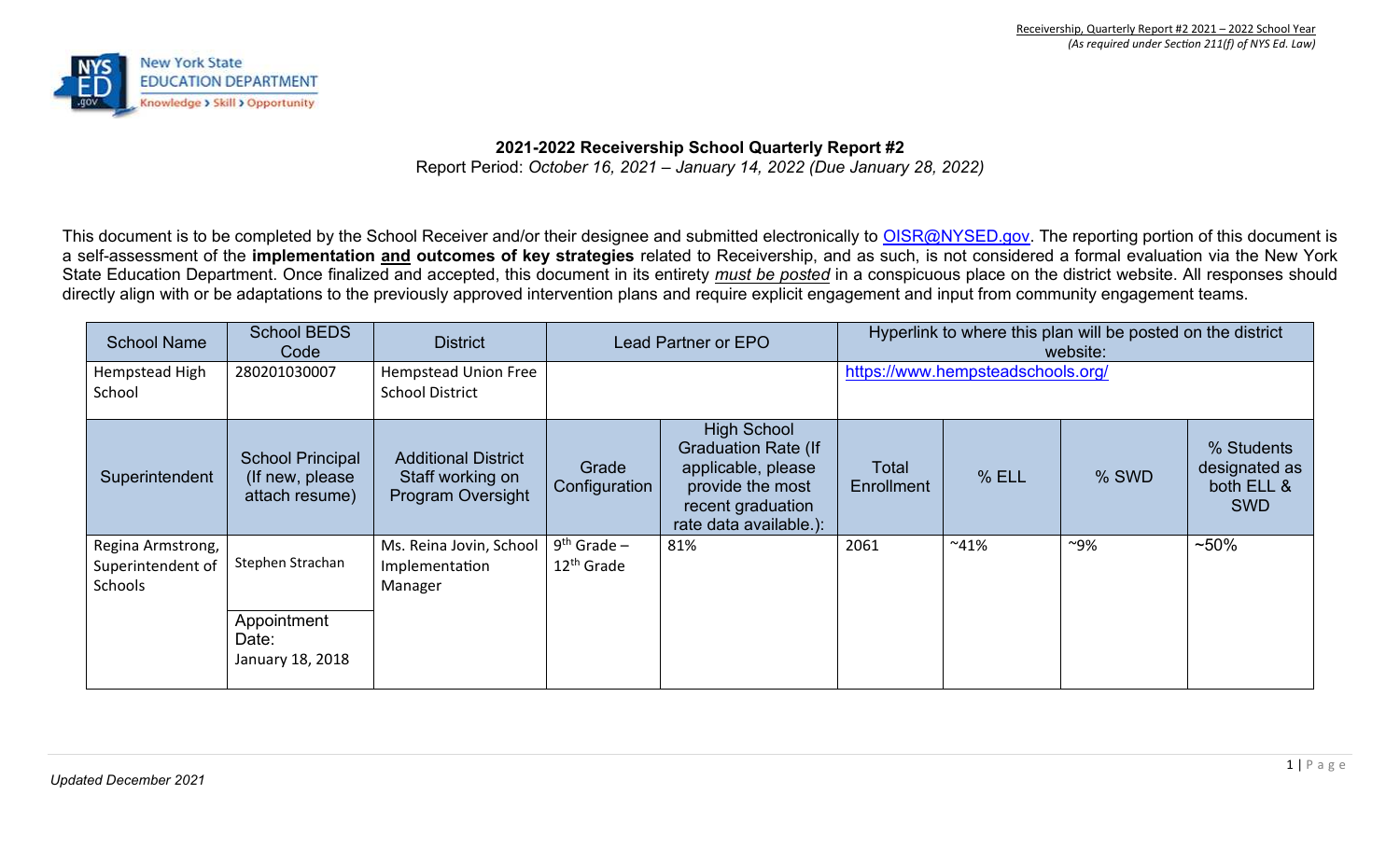**2021-2022 Receivership School Quarterly Report #2**

Report Period: *October 16, 2021 – January 14, 2022 (Due January 28, 2022)*

This document is to be completed by the School Receiver and/or their designee and submitted electronically to [OISR@NYSED.gov](mailto:OISR@NYSED.gov). The reporting portion of this document is a self-assessment of the **implementation and outcomes of key strategies** related to Receivership, and as such, is not considered a formal evaluation via the New York State Education Department. Once finalized and accepted, this document in its entirety ***must be posted*** in a conspicuous place on the district website. All responses should directly align with or be adaptations to the previously approved intervention plans and require explicit engagement and input from community engagement teams.

| School Name | School BEDS Code | District | Lead Partner or EPO | | Hyperlink to where this plan will be posted on the district website: | | | |
|---|---|---|---|---|---|---|---|---|
| Hempstead High School | 280201030007 | Hempstead Union Free School District | | | https://www.hempsteadschools.org/ | | | |
| **Superintendent** | **School Principal (If new, please attach resume)** | **Additional District Staff working on Program Oversight** | **Grade Configuration** | **High School Graduation Rate (If applicable, please provide the most recent graduation rate data available.):** | **Total Enrollment** | **% ELL** | **% SWD** | **% Students designated as both ELL & SWD** |
| Regina Armstrong, Superintendent of Schools | Stephen Strachan<br><br>Appointment Date: January 18, 2018 | Ms. Reina Jovin, School Implementation Manager | 9th Grade – 12th Grade | 81% | 2061 | ~41% | ~9% | ~50% |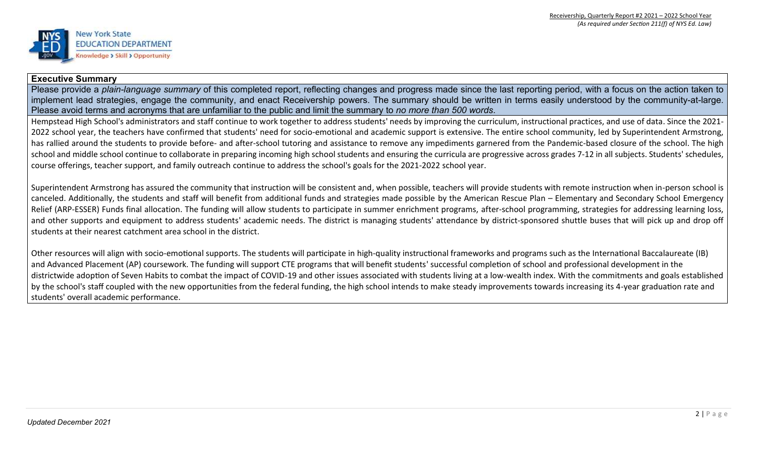## Executive Summary

Please provide a *plain-language summary* of this completed report, reflecting changes and progress made since the last reporting period, with a focus on the action taken to implement lead strategies, engage the community, and enact Receivership powers. The summary should be written in terms easily understood by the community-at-large. Please avoid terms and acronyms that are unfamiliar to the public and limit the summary to *no more than 500 words*.

Hempstead High School's administrators and staff continue to work together to address students' needs by improving the curriculum, instructional practices, and use of data. Since the 2021-2022 school year, the teachers have confirmed that students' need for socio-emotional and academic support is extensive. The entire school community, led by Superintendent Armstrong, has rallied around the students to provide before- and after-school tutoring and assistance to remove any impediments garnered from the Pandemic-based closure of the school. The high school and middle school continue to collaborate in preparing incoming high school students and ensuring the curricula are progressive across grades 7-12 in all subjects. Students' schedules, course offerings, teacher support, and family outreach continue to address the school's goals for the 2021-2022 school year.

Superintendent Armstrong has assured the community that instruction will be consistent and, when possible, teachers will provide students with remote instruction when in-person school is canceled. Additionally, the students and staff will benefit from additional funds and strategies made possible by the American Rescue Plan – Elementary and Secondary School Emergency Relief (ARP-ESSER) Funds final allocation. The funding will allow students to participate in summer enrichment programs, after-school programming, strategies for addressing learning loss, and other supports and equipment to address students' academic needs. The district is managing students' attendance by district-sponsored shuttle buses that will pick up and drop off students at their nearest catchment area school in the district.

Other resources will align with socio-emotional supports. The students will participate in high-quality instructional frameworks and programs such as the International Baccalaureate (IB) and Advanced Placement (AP) coursework. The funding will support CTE programs that will benefit students' successful completion of school and professional development in the districtwide adoption of Seven Habits to combat the impact of COVID-19 and other issues associated with students living at a low-wealth index. With the commitments and goals established by the school's staff coupled with the new opportunities from the federal funding, the high school intends to make steady improvements towards increasing its 4-year graduation rate and students' overall academic performance.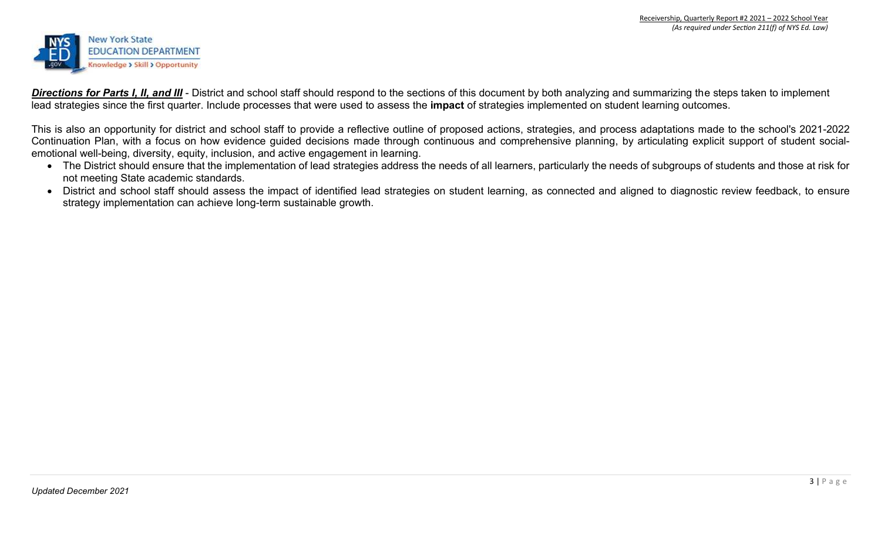***Directions for Parts I, II, and III*** - District and school staff should respond to the sections of this document by both analyzing and summarizing the steps taken to implement lead strategies since the first quarter. Include processes that were used to assess the **impact** of strategies implemented on student learning outcomes.

This is also an opportunity for district and school staff to provide a reflective outline of proposed actions, strategies, and process adaptations made to the school's 2021-2022 Continuation Plan, with a focus on how evidence guided decisions made through continuous and comprehensive planning, by articulating explicit support of student social-emotional well-being, diversity, equity, inclusion, and active engagement in learning.

- The District should ensure that the implementation of lead strategies address the needs of all learners, particularly the needs of subgroups of students and those at risk for not meeting State academic standards.
- District and school staff should assess the impact of identified lead strategies on student learning, as connected and aligned to diagnostic review feedback, to ensure strategy implementation can achieve long-term sustainable growth.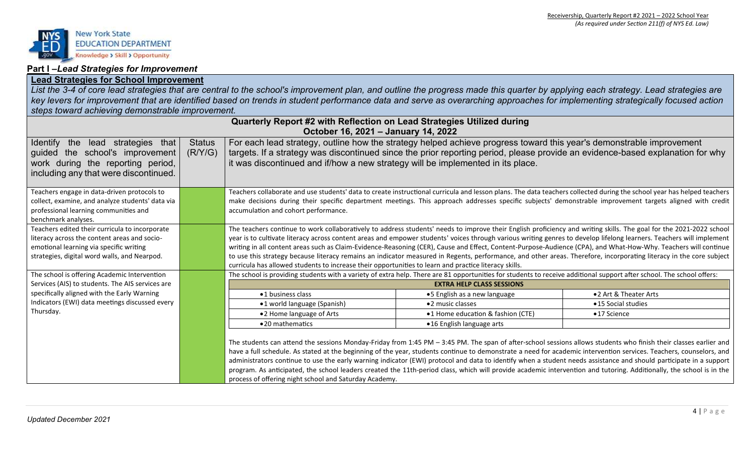## Part I – *Lead Strategies for Improvement*

**Lead Strategies for School Improvement**

*List the 3-4 of core lead strategies that are central to the school's improvement plan, and outline the progress made this quarter by applying each strategy. Lead strategies are key levers for improvement that are identified based on trends in student performance data and serve as overarching approaches for implementing strategically focused action steps toward achieving demonstrable improvement.*

**Quarterly Report #2 with Reflection on Lead Strategies Utilized during October 16, 2021 – January 14, 2022**

| Identify the lead strategies that guided the school's improvement work during the reporting period, including any that were discontinued. | Status (R/Y/G) | For each lead strategy, outline how the strategy helped achieve progress toward this year's demonstrable improvement targets. If a strategy was discontinued since the prior reporting period, please provide an evidence-based explanation for why it was discontinued and if/how a new strategy will be implemented in its place. |
|---|---|---|
| Teachers engage in data-driven protocols to collect, examine, and analyze students' data via professional learning communities and benchmark analyses. | | Teachers collaborate and use students' data to create instructional curricula and lesson plans. The data teachers collected during the school year has helped teachers make decisions during their specific department meetings. This approach addresses specific subjects' demonstrable improvement targets aligned with credit accumulation and cohort performance. |
| Teachers edited their curricula to incorporate literacy across the content areas and socio-emotional learning via specific writing strategies, digital word walls, and Nearpod. | | The teachers continue to work collaboratively to address students' needs to improve their English proficiency and writing skills. The goal for the 2021-2022 school year is to cultivate literacy across content areas and empower students' voices through various writing genres to develop lifelong learners. Teachers will implement writing in all content areas such as Claim-Evidence-Reasoning (CER), Cause and Effect, Content-Purpose-Audience (CPA), and What-How-Why. Teachers will continue to use this strategy because literacy remains an indicator measured in Regents, performance, and other areas. Therefore, incorporating literacy in the core subject curricula has allowed students to increase their opportunities to learn and practice literacy skills. |
| The school is offering Academic Intervention Services (AIS) to students. The AIS services are specifically aligned with the Early Warning Indicators (EWI) data meetings discussed every Thursday. | | The school is providing students with a variety of extra help. There are 81 opportunities for students to receive additional support after school. The school offers: (see Extra Help Class Sessions table below) The students can attend the sessions Monday-Friday from 1:45 PM – 3:45 PM. The span of after-school sessions allows students who finish their classes earlier and have a full schedule. As stated at the beginning of the year, students continue to demonstrate a need for academic intervention services. Teachers, counselors, and administrators continue to use the early warning indicator (EWI) protocol and data to identify when a student needs assistance and should participate in a support program. As anticipated, the school leaders created the 11th-period class, which will provide academic intervention and tutoring. Additionally, the school is in the process of offering night school and Saturday Academy. |

| EXTRA HELP CLASS SESSIONS | | |
|---|---|---|
| • 1 business class | • 5 English as a new language | • 2 Art & Theater Arts |
| • 1 world language (Spanish) | • 2 music classes | • 15 Social studies |
| • 2 Home language of Arts | • 1 Home education & fashion (CTE) | • 17 Science |
| • 20 mathematics | • 16 English language arts | |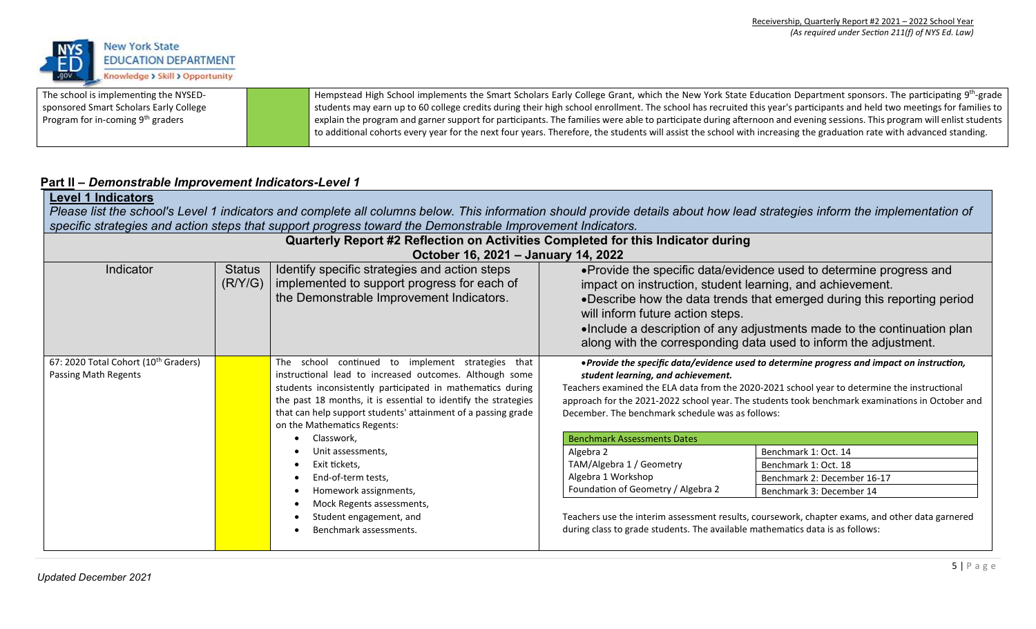| The school is implementing the NYSED-sponsored Smart Scholars Early College Program for in-coming 9th graders | | Hempstead High School implements the Smart Scholars Early College Grant, which the New York State Education Department sponsors. The participating 9th-grade students may earn up to 60 college credits during their high school enrollment. The school has recruited this year's participants and held two meetings for families to explain the program and garner support for participants. The families were able to participate during afternoon and evening sessions. This program will enlist students to additional cohorts every year for the next four years. Therefore, the students will assist the school with increasing the graduation rate with advanced standing. |
|---|---|---|

## Part II – *Demonstrable Improvement Indicators-Level 1*

**Level 1 Indicators**

*Please list the school's Level 1 indicators and complete all columns below. This information should provide details about how lead strategies inform the implementation of specific strategies and action steps that support progress toward the Demonstrable Improvement Indicators.*

**Quarterly Report #2 Reflection on Activities Completed for this Indicator during October 16, 2021 – January 14, 2022**

| Indicator | Status (R/Y/G) | Identify specific strategies and action steps implemented to support progress for each of the Demonstrable Improvement Indicators. | •Provide the specific data/evidence used to determine progress and impact on instruction, student learning, and achievement. •Describe how the data trends that emerged during this reporting period will inform future action steps. •Include a description of any adjustments made to the continuation plan along with the corresponding data used to inform the adjustment. |
|---|---|---|---|
| 67: 2020 Total Cohort (10th Graders) Passing Math Regents | | The school continued to implement strategies that instructional lead to increased outcomes. Although some students inconsistently participated in mathematics during the past 18 months, it is essential to identify the strategies that can help support students' attainment of a passing grade on the Mathematics Regents: <br>• Classwork, <br>• Unit assessments, <br>• Exit tickets, <br>• End-of-term tests, <br>• Homework assignments, <br>• Mock Regents assessments, <br>• Student engagement, and <br>• Benchmark assessments. | ***•Provide the specific data/evidence used to determine progress and impact on instruction, student learning, and achievement.*** <br>Teachers examined the ELA data from the 2020-2021 school year to determine the instructional approach for the 2021-2022 school year. The students took benchmark examinations in October and December. The benchmark schedule was as follows: <br><br>**Benchmark Assessments Dates** <br>Algebra 2 — Benchmark 1: Oct. 14 <br>TAM/Algebra 1 / Geometry — Benchmark 1: Oct. 18 <br>Algebra 1 Workshop — Benchmark 2: December 16-17 <br>Foundation of Geometry / Algebra 2 — Benchmark 3: December 14 <br><br>Teachers use the interim assessment results, coursework, chapter exams, and other data garnered during class to grade students. The available mathematics data is as follows: |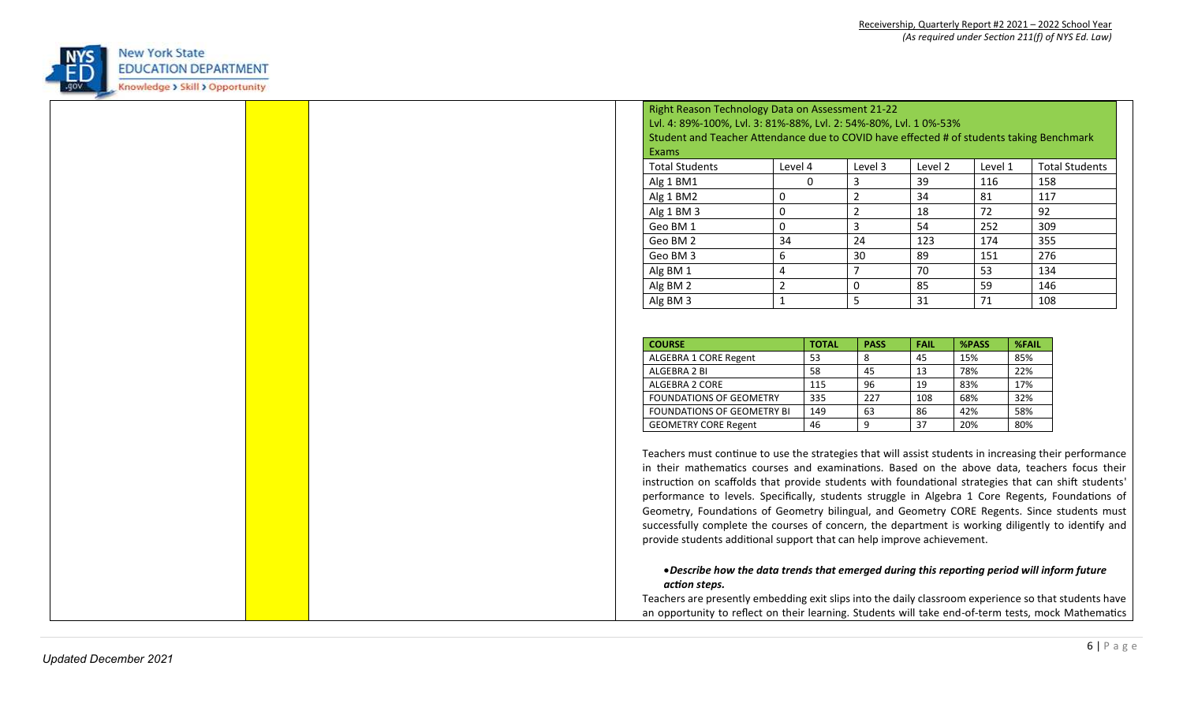Right Reason Technology Data on Assessment 21-22
Lvl. 4: 89%-100%, Lvl. 3: 81%-88%, Lvl. 2: 54%-80%, Lvl. 1 0%-53%
Student and Teacher Attendance due to COVID have effected # of students taking Benchmark Exams

| Total Students | Level 4 | Level 3 | Level 2 | Level 1 | Total Students |
|---|---|---|---|---|---|
| Alg 1 BM1 | 0 | 3 | 39 | 116 | 158 |
| Alg 1 BM2 | 0 | 2 | 34 | 81 | 117 |
| Alg 1 BM 3 | 0 | 2 | 18 | 72 | 92 |
| Geo BM 1 | 0 | 3 | 54 | 252 | 309 |
| Geo BM 2 | 34 | 24 | 123 | 174 | 355 |
| Geo BM 3 | 6 | 30 | 89 | 151 | 276 |
| Alg BM 1 | 4 | 7 | 70 | 53 | 134 |
| Alg BM 2 | 2 | 0 | 85 | 59 | 146 |
| Alg BM 3 | 1 | 5 | 31 | 71 | 108 |

| COURSE | TOTAL | PASS | FAIL | %PASS | %FAIL |
|---|---|---|---|---|---|
| ALGEBRA 1 CORE Regent | 53 | 8 | 45 | 15% | 85% |
| ALGEBRA 2 BI | 58 | 45 | 13 | 78% | 22% |
| ALGEBRA 2 CORE | 115 | 96 | 19 | 83% | 17% |
| FOUNDATIONS OF GEOMETRY | 335 | 227 | 108 | 68% | 32% |
| FOUNDATIONS OF GEOMETRY BI | 149 | 63 | 86 | 42% | 58% |
| GEOMETRY CORE Regent | 46 | 9 | 37 | 20% | 80% |

Teachers must continue to use the strategies that will assist students in increasing their performance in their mathematics courses and examinations. Based on the above data, teachers focus their instruction on scaffolds that provide students with foundational strategies that can shift students' performance to levels. Specifically, students struggle in Algebra 1 Core Regents, Foundations of Geometry, Foundations of Geometry bilingual, and Geometry CORE Regents. Since students must successfully complete the courses of concern, the department is working diligently to identify and provide students additional support that can help improve achievement.

- ***Describe how the data trends that emerged during this reporting period will inform future action steps.***

Teachers are presently embedding exit slips into the daily classroom experience so that students have an opportunity to reflect on their learning. Students will take end-of-term tests, mock Mathematics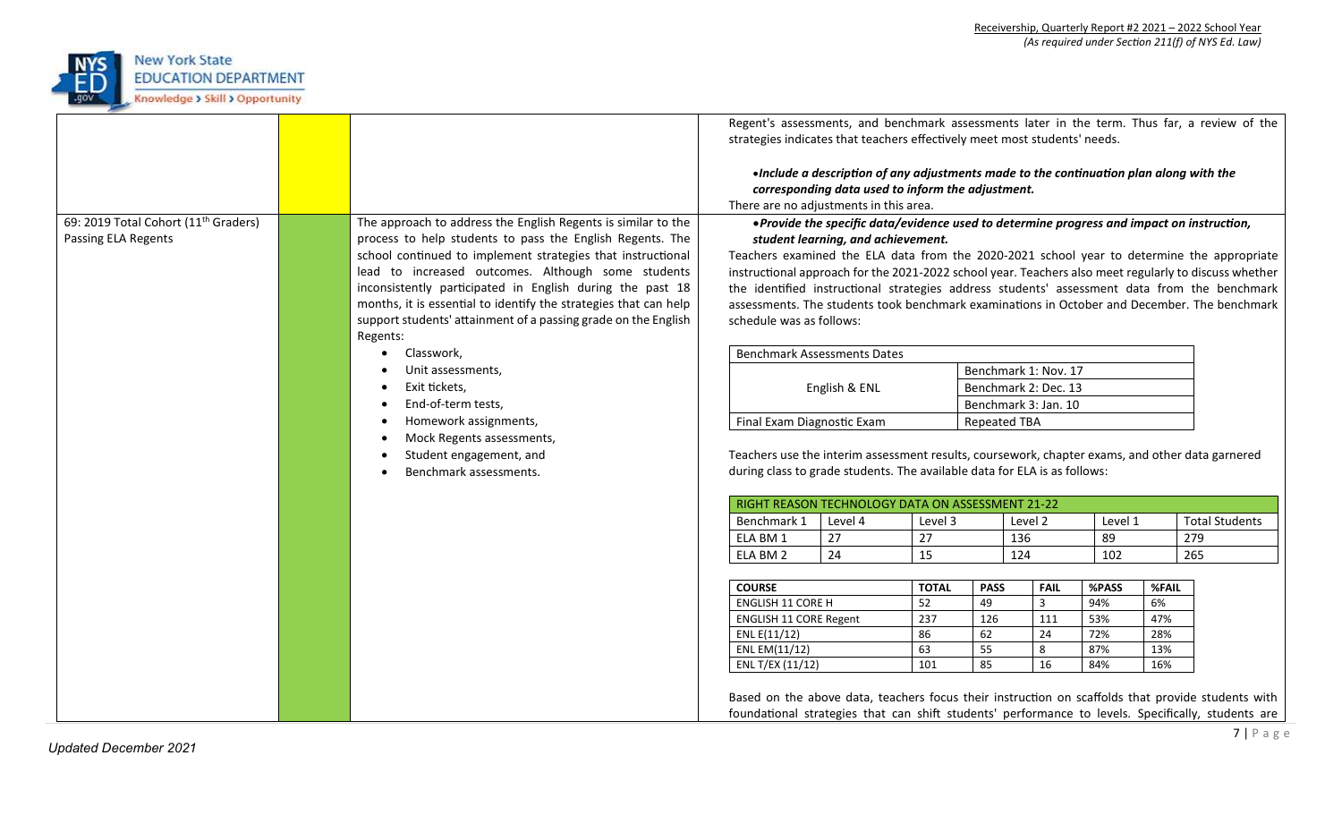| | | | |
|---|---|---|---|
| | | | Regent's assessments, and benchmark assessments later in the term. Thus far, a review of the strategies indicates that teachers effectively meet most students' needs.<br><br>• ***Include a description of any adjustments made to the continuation plan along with the corresponding data used to inform the adjustment.***<br>There are no adjustments in this area. |
| 69: 2019 Total Cohort (11th Graders) Passing ELA Regents | | The approach to address the English Regents is similar to the process to help students to pass the English Regents. The school continued to implement strategies that instructional lead to increased outcomes. Although some students inconsistently participated in English during the past 18 months, it is essential to identify the strategies that can help support students' attainment of a passing grade on the English Regents:<br>• Classwork,<br>• Unit assessments,<br>• Exit tickets,<br>• End-of-term tests,<br>• Homework assignments,<br>• Mock Regents assessments,<br>• Student engagement, and<br>• Benchmark assessments. | • ***Provide the specific data/evidence used to determine progress and impact on instruction, student learning, and achievement.***<br>Teachers examined the ELA data from the 2020-2021 school year to determine the appropriate instructional approach for the 2021-2022 school year. Teachers also meet regularly to discuss whether the identified instructional strategies address students' assessment data from the benchmark assessments. The students took benchmark examinations in October and December. The benchmark schedule was as follows: |

| Benchmark Assessments Dates | |
|---|---|
| English & ENL | Benchmark 1: Nov. 17 |
| | Benchmark 2: Dec. 13 |
| | Benchmark 3: Jan. 10 |
| Final Exam Diagnostic Exam | Repeated TBA |

Teachers use the interim assessment results, coursework, chapter exams, and other data garnered during class to grade students. The available data for ELA is as follows:

| RIGHT REASON TECHNOLOGY DATA ON ASSESSMENT 21-22 | | | | | |
|---|---|---|---|---|---|
| Benchmark 1 | Level 4 | Level 3 | Level 2 | Level 1 | Total Students |
| ELA BM 1 | 27 | 27 | 136 | 89 | 279 |
| ELA BM 2 | 24 | 15 | 124 | 102 | 265 |

| COURSE | TOTAL | PASS | FAIL | %PASS | %FAIL |
|---|---|---|---|---|---|
| ENGLISH 11 CORE H | 52 | 49 | 3 | 94% | 6% |
| ENGLISH 11 CORE Regent | 237 | 126 | 111 | 53% | 47% |
| ENL E(11/12) | 86 | 62 | 24 | 72% | 28% |
| ENL EM(11/12) | 63 | 55 | 8 | 87% | 13% |
| ENL T/EX (11/12) | 101 | 85 | 16 | 84% | 16% |

Based on the above data, teachers focus their instruction on scaffolds that provide students with foundational strategies that can shift students' performance to levels. Specifically, students are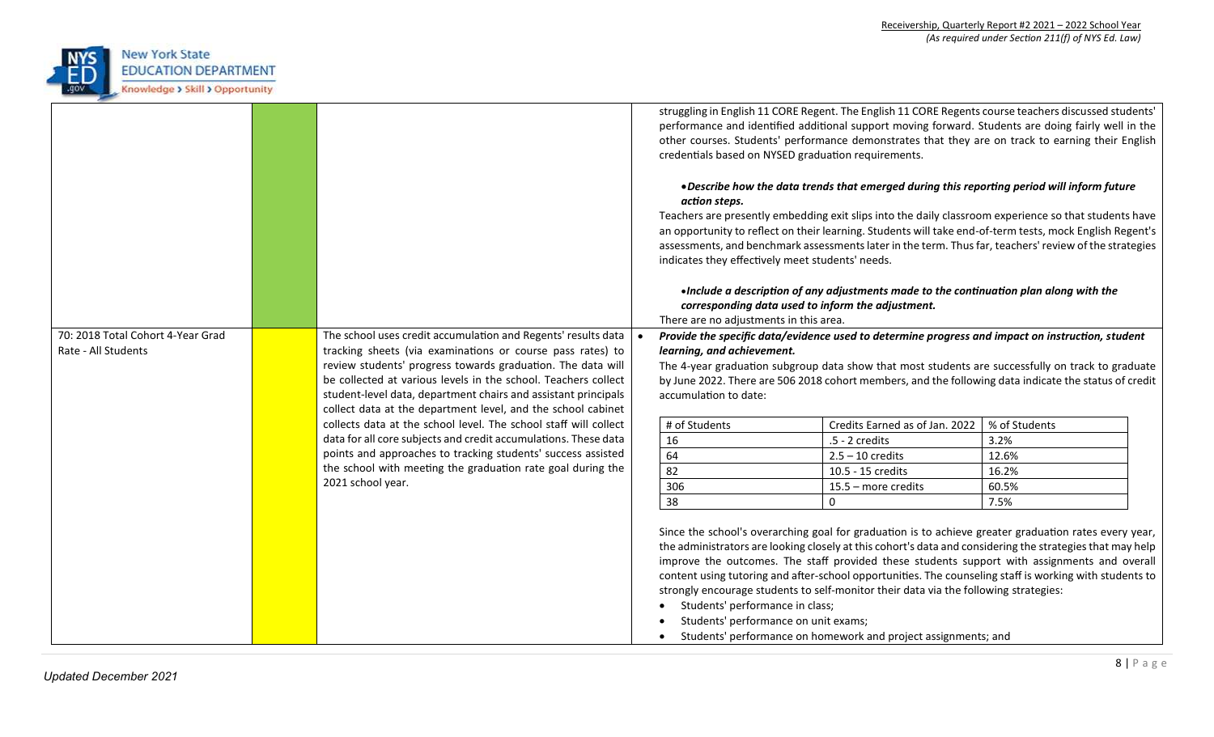| | | | |
|---|---|---|---|
| | | | struggling in English 11 CORE Regent. The English 11 CORE Regents course teachers discussed students' performance and identified additional support moving forward. Students are doing fairly well in the other courses. Students' performance demonstrates that they are on track to earning their English credentials based on NYSED graduation requirements.<br><br>• ***Describe how the data trends that emerged during this reporting period will inform future action steps.***<br>Teachers are presently embedding exit slips into the daily classroom experience so that students have an opportunity to reflect on their learning. Students will take end-of-term tests, mock English Regent's assessments, and benchmark assessments later in the term. Thus far, teachers' review of the strategies indicates they effectively meet students' needs.<br><br>• ***Include a description of any adjustments made to the continuation plan along with the corresponding data used to inform the adjustment.***<br>There are no adjustments in this area. |
| 70: 2018 Total Cohort 4-Year Grad Rate - All Students | | The school uses credit accumulation and Regents' results data tracking sheets (via examinations or course pass rates) to review students' progress towards graduation. The data will be collected at various levels in the school. Teachers collect student-level data, department chairs and assistant principals collect data at the department level, and the school cabinet collects data at the school level. The school staff will collect data for all core subjects and credit accumulations. These data points and approaches to tracking students' success assisted the school with meeting the graduation rate goal during the 2021 school year. | • ***Provide the specific data/evidence used to determine progress and impact on instruction, student learning, and achievement.***<br>The 4-year graduation subgroup data show that most students are successfully on track to graduate by June 2022. There are 506 2018 cohort members, and the following data indicate the status of credit accumulation to date:<br><br>(see table below)<br><br>Since the school's overarching goal for graduation is to achieve greater graduation rates every year, the administrators are looking closely at this cohort's data and considering the strategies that may help improve the outcomes. The staff provided these students support with assignments and overall content using tutoring and after-school opportunities. The counseling staff is working with students to strongly encourage students to self-monitor their data via the following strategies:<br>• Students' performance in class;<br>• Students' performance on unit exams;<br>• Students' performance on homework and project assignments; and |

| # of Students | Credits Earned as of Jan. 2022 | % of Students |
|---|---|---|
| 16 | .5 - 2 credits | 3.2% |
| 64 | 2.5 – 10 credits | 12.6% |
| 82 | 10.5 - 15 credits | 16.2% |
| 306 | 15.5 – more credits | 60.5% |
| 38 | 0 | 7.5% |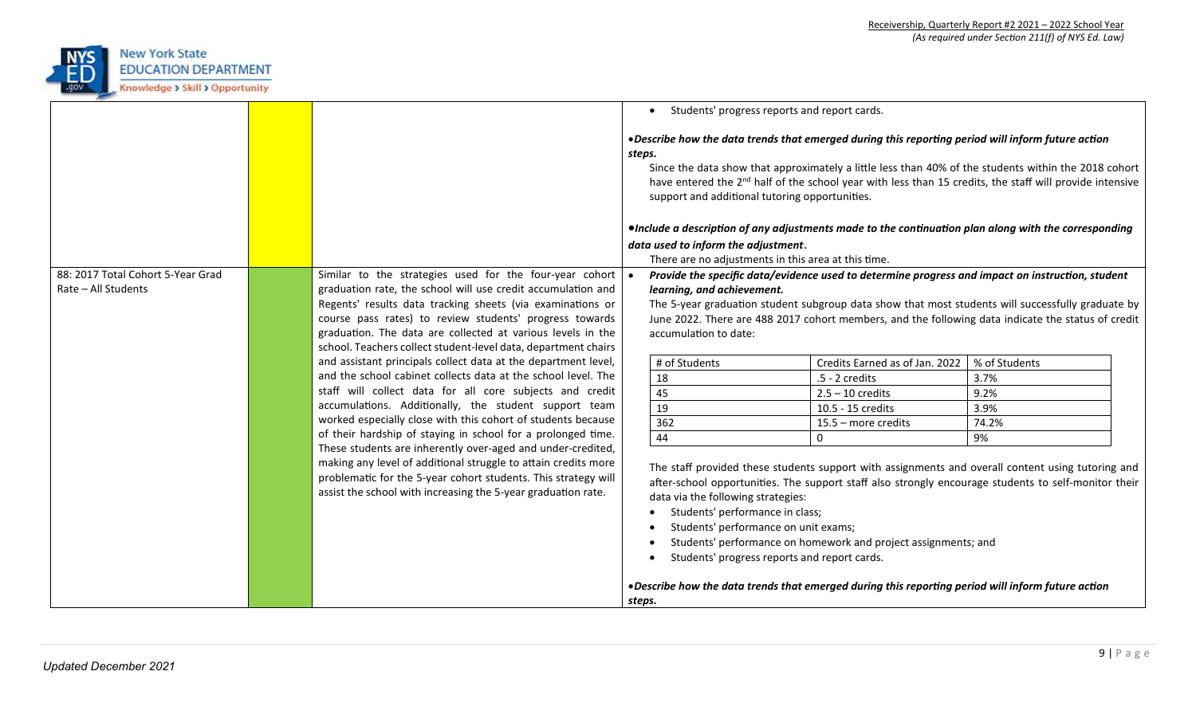| | | | |
|---|---|---|---|
| | | | • Students' progress reports and report cards.<br><br>•*Describe how the data trends that emerged during this reporting period will inform future action steps.*<br>Since the data show that approximately a little less than 40% of the students within the 2018 cohort have entered the 2nd half of the school year with less than 15 credits, the staff will provide intensive support and additional tutoring opportunities.<br><br>•*Include a description of any adjustments made to the continuation plan along with the corresponding data used to inform the adjustment.*<br>There are no adjustments in this area at this time. |
| 88: 2017 Total Cohort 5-Year Grad Rate – All Students | | Similar to the strategies used for the four-year cohort graduation rate, the school will use credit accumulation and Regents' results data tracking sheets (via examinations or course pass rates) to review students' progress towards graduation. The data are collected at various levels in the school. Teachers collect student-level data, department chairs and assistant principals collect data at the department level, and the school cabinet collects data at the school level. The staff will collect data for all core subjects and credit accumulations. Additionally, the student support team worked especially close with this cohort of students because of their hardship of staying in school for a prolonged time. These students are inherently over-aged and under-credited, making any level of additional struggle to attain credits more problematic for the 5-year cohort students. This strategy will assist the school with increasing the 5-year graduation rate. | • ***Provide the specific data/evidence used to determine progress and impact on instruction, student learning, and achievement.***<br>The 5-year graduation student subgroup data show that most students will successfully graduate by June 2022. There are 488 2017 cohort members, and the following data indicate the status of credit accumulation to date:<br><br>[Table: # of Students / Credits Earned as of Jan. 2022 / % of Students — 18 / .5 - 2 credits / 3.7%; 45 / 2.5 – 10 credits / 9.2%; 19 / 10.5 - 15 credits / 3.9%; 362 / 15.5 – more credits / 74.2%; 44 / 0 / 9%]<br><br>The staff provided these students support with assignments and overall content using tutoring and after-school opportunities. The support staff also strongly encourage students to self-monitor their data via the following strategies:<br>• Students' performance in class;<br>• Students' performance on unit exams;<br>• Students' performance on homework and project assignments; and<br>• Students' progress reports and report cards.<br><br>•*Describe how the data trends that emerged during this reporting period will inform future action steps.* |

| # of Students | Credits Earned as of Jan. 2022 | % of Students |
|---|---|---|
| 18 | .5 - 2 credits | 3.7% |
| 45 | 2.5 – 10 credits | 9.2% |
| 19 | 10.5 - 15 credits | 3.9% |
| 362 | 15.5 – more credits | 74.2% |
| 44 | 0 | 9% |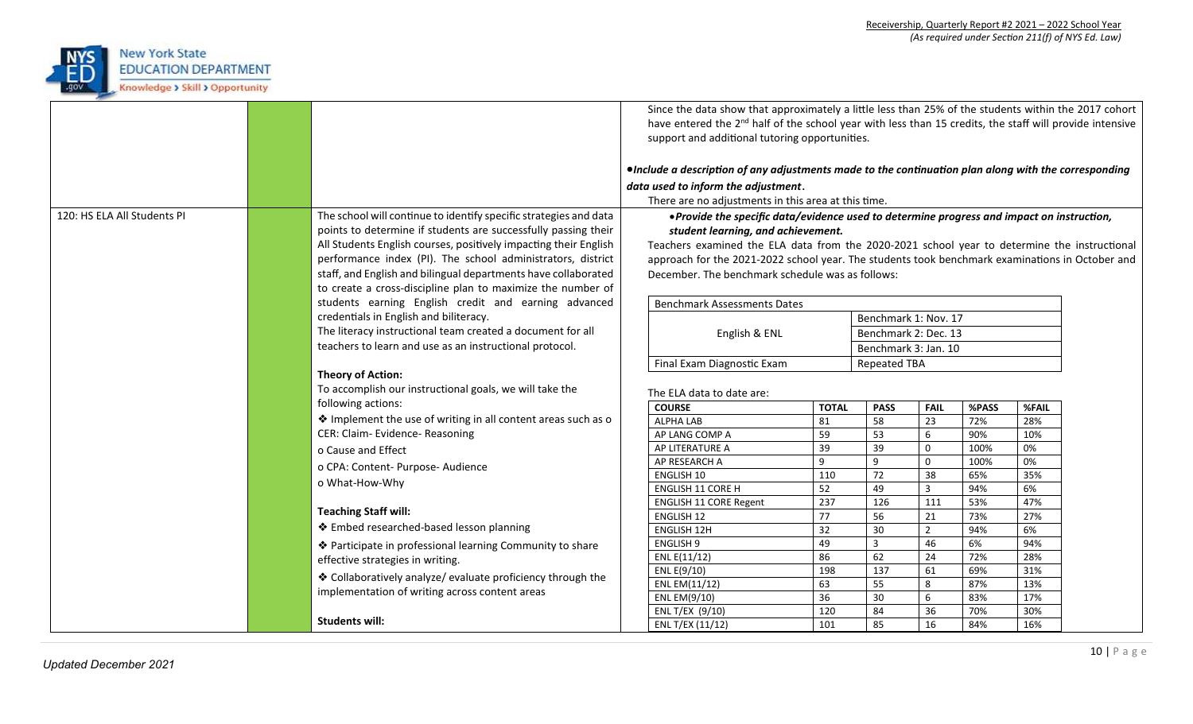| | | | |
|---|---|---|---|
| | | | Since the data show that approximately a little less than 25% of the students within the 2017 cohort have entered the 2[nd] half of the school year with less than 15 credits, the staff will provide intensive support and additional tutoring opportunities.<br><br>***•Include a description of any adjustments made to the continuation plan along with the corresponding data used to inform the adjustment.***<br>There are no adjustments in this area at this time. |
| 120: HS ELA All Students PI | | The school will continue to identify specific strategies and data points to determine if students are successfully passing their All Students English courses, positively impacting their English performance index (PI). The school administrators, district staff, and English and bilingual departments have collaborated to create a cross-discipline plan to maximize the number of students earning English credit and earning advanced credentials in English and biliteracy.<br>The literacy instructional team created a document for all teachers to learn and use as an instructional protocol.<br><br>**Theory of Action:**<br>To accomplish our instructional goals, we will take the following actions:<br>❖ Implement the use of writing in all content areas such as o CER: Claim- Evidence- Reasoning<br>o Cause and Effect<br>o CPA: Content- Purpose- Audience<br>o What-How-Why<br><br>**Teaching Staff will:**<br>❖ Embed researched-based lesson planning<br>❖ Participate in professional learning Community to share effective strategies in writing.<br>❖ Collaboratively analyze/ evaluate proficiency through the implementation of writing across content areas<br><br>**Students will:** | ***•Provide the specific data/evidence used to determine progress and impact on instruction, student learning, and achievement.***<br>Teachers examined the ELA data from the 2020-2021 school year to determine the instructional approach for the 2021-2022 school year. The students took benchmark examinations in October and December. The benchmark schedule was as follows: |

| Benchmark Assessments Dates | |
|---|---|
| English & ENL | Benchmark 1: Nov. 17 |
| | Benchmark 2: Dec. 13 |
| | Benchmark 3: Jan. 10 |
| Final Exam Diagnostic Exam | Repeated TBA |

The ELA data to date are:

| COURSE | TOTAL | PASS | FAIL | %PASS | %FAIL |
|---|---|---|---|---|---|
| ALPHA LAB | 81 | 58 | 23 | 72% | 28% |
| AP LANG COMP A | 59 | 53 | 6 | 90% | 10% |
| AP LITERATURE A | 39 | 39 | 0 | 100% | 0% |
| AP RESEARCH A | 9 | 9 | 0 | 100% | 0% |
| ENGLISH 10 | 110 | 72 | 38 | 65% | 35% |
| ENGLISH 11 CORE H | 52 | 49 | 3 | 94% | 6% |
| ENGLISH 11 CORE Regent | 237 | 126 | 111 | 53% | 47% |
| ENGLISH 12 | 77 | 56 | 21 | 73% | 27% |
| ENGLISH 12H | 32 | 30 | 2 | 94% | 6% |
| ENGLISH 9 | 49 | 3 | 46 | 6% | 94% |
| ENL E(11/12) | 86 | 62 | 24 | 72% | 28% |
| ENL E(9/10) | 198 | 137 | 61 | 69% | 31% |
| ENL EM(11/12) | 63 | 55 | 8 | 87% | 13% |
| ENL EM(9/10) | 36 | 30 | 6 | 83% | 17% |
| ENL T/EX (9/10) | 120 | 84 | 36 | 70% | 30% |
| ENL T/EX (11/12) | 101 | 85 | 16 | 84% | 16% |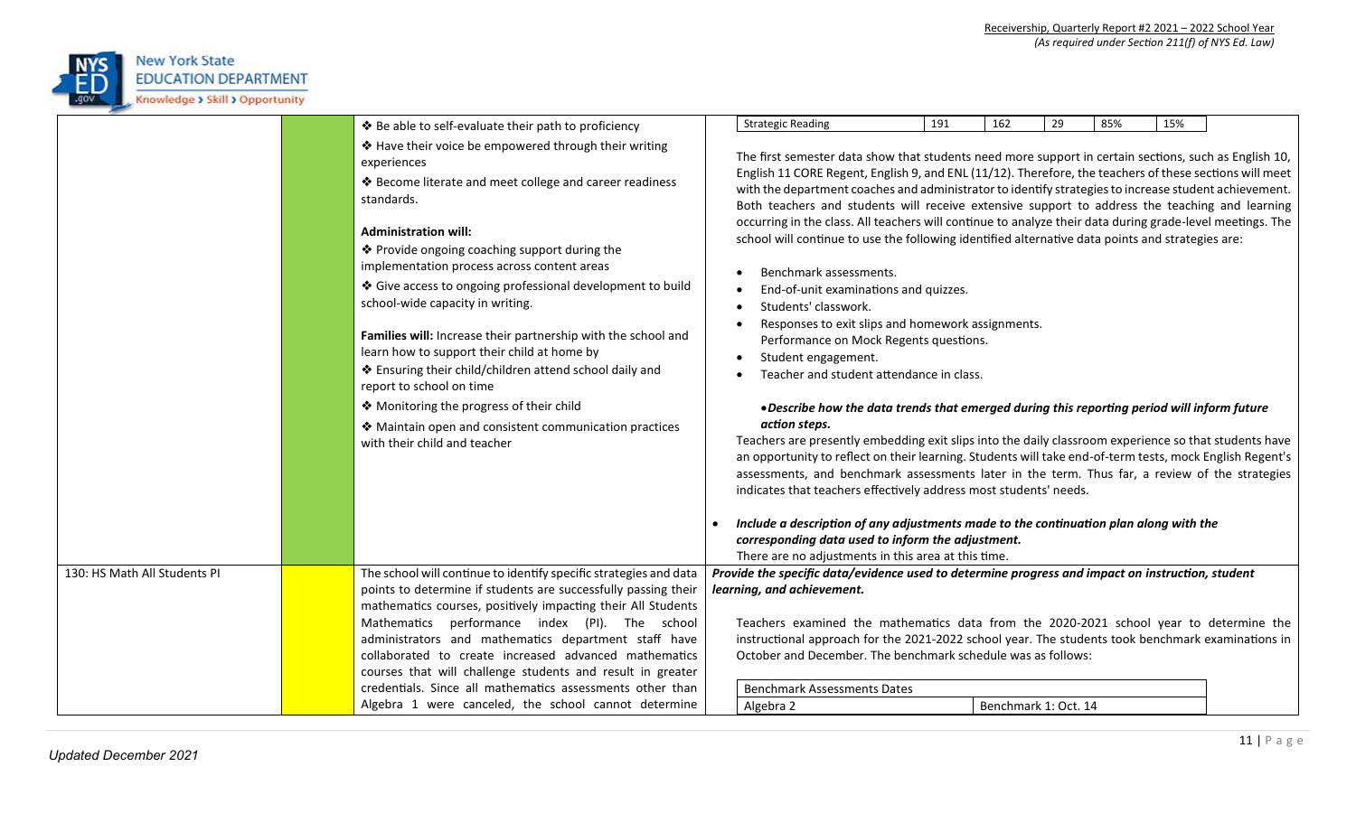| | | | |
|---|---|---|---|
| | | ❖ Be able to self-evaluate their path to proficiency<br>❖ Have their voice be empowered through their writing experiences<br>❖ Become literate and meet college and career readiness standards.<br><br>**Administration will:**<br>❖ Provide ongoing coaching support during the implementation process across content areas<br>❖ Give access to ongoing professional development to build school-wide capacity in writing.<br><br>**Families will:** Increase their partnership with the school and learn how to support their child at home by<br>❖ Ensuring their child/children attend school daily and report to school on time<br>❖ Monitoring the progress of their child<br>❖ Maintain open and consistent communication practices with their child and teacher | Strategic Reading \| 191 \| 162 \| 29 \| 85% \| 15%<br><br>The first semester data show that students need more support in certain sections, such as English 10, English 11 CORE Regent, English 9, and ENL (11/12). Therefore, the teachers of these sections will meet with the department coaches and administrator to identify strategies to increase student achievement. Both teachers and students will receive extensive support to address the teaching and learning occurring in the class. All teachers will continue to analyze their data during grade-level meetings. The school will continue to use the following identified alternative data points and strategies are:<br><br>• Benchmark assessments.<br>• End-of-unit examinations and quizzes.<br>• Students' classwork.<br>• Responses to exit slips and homework assignments. Performance on Mock Regents questions.<br>• Student engagement.<br>• Teacher and student attendance in class.<br><br>• ***Describe how the data trends that emerged during this reporting period will inform future action steps.***<br>Teachers are presently embedding exit slips into the daily classroom experience so that students have an opportunity to reflect on their learning. Students will take end-of-term tests, mock English Regent's assessments, and benchmark assessments later in the term. Thus far, a review of the strategies indicates that teachers effectively address most students' needs.<br><br>• ***Include a description of any adjustments made to the continuation plan along with the corresponding data used to inform the adjustment.***<br>There are no adjustments in this area at this time. |
| 130: HS Math All Students PI | | The school will continue to identify specific strategies and data points to determine if students are successfully passing their mathematics courses, positively impacting their All Students Mathematics performance index (PI). The school administrators and mathematics department staff have collaborated to create increased advanced mathematics courses that will challenge students and result in greater credentials. Since all mathematics assessments other than Algebra 1 were canceled, the school cannot determine | ***Provide the specific data/evidence used to determine progress and impact on instruction, student learning, and achievement.***<br><br>Teachers examined the mathematics data from the 2020-2021 school year to determine the instructional approach for the 2021-2022 school year. The students took benchmark examinations in October and December. The benchmark schedule was as follows:<br><br>Benchmark Assessments Dates<br>Algebra 2 \| Benchmark 1: Oct. 14 |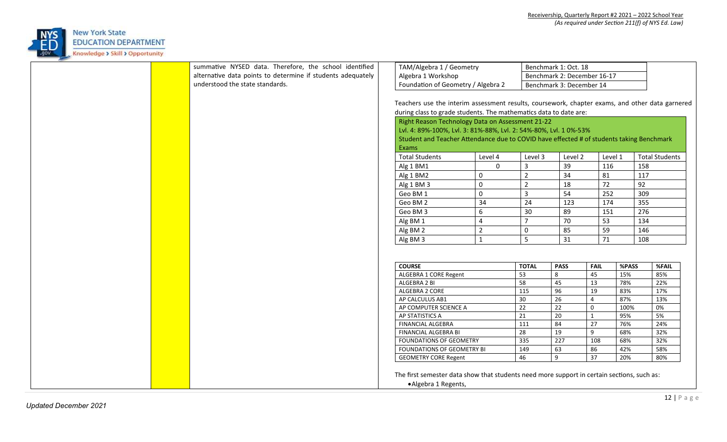summative NYSED data. Therefore, the school identified alternative data points to determine if students adequately understood the state standards.

| TAM/Algebra 1 / Geometry | Benchmark 1: Oct. 18 |
|---|---|
| Algebra 1 Workshop | Benchmark 2: December 16-17 |
| Foundation of Geometry / Algebra 2 | Benchmark 3: December 14 |

Teachers use the interim assessment results, coursework, chapter exams, and other data garnered during class to grade students. The mathematics data to date are:

Right Reason Technology Data on Assessment 21-22
Lvl. 4: 89%-100%, Lvl. 3: 81%-88%, Lvl. 2: 54%-80%, Lvl. 1 0%-53%
Student and Teacher Attendance due to COVID have effected # of students taking Benchmark Exams

| Total Students | Level 4 | Level 3 | Level 2 | Level 1 | Total Students |
|---|---|---|---|---|---|
| Alg 1 BM1 | 0 | 3 | 39 | 116 | 158 |
| Alg 1 BM2 | 0 | 2 | 34 | 81 | 117 |
| Alg 1 BM 3 | 0 | 2 | 18 | 72 | 92 |
| Geo BM 1 | 0 | 3 | 54 | 252 | 309 |
| Geo BM 2 | 34 | 24 | 123 | 174 | 355 |
| Geo BM 3 | 6 | 30 | 89 | 151 | 276 |
| Alg BM 1 | 4 | 7 | 70 | 53 | 134 |
| Alg BM 2 | 2 | 0 | 85 | 59 | 146 |
| Alg BM 3 | 1 | 5 | 31 | 71 | 108 |

| COURSE | TOTAL | PASS | FAIL | %PASS | %FAIL |
|---|---|---|---|---|---|
| ALGEBRA 1 CORE Regent | 53 | 8 | 45 | 15% | 85% |
| ALGEBRA 2 BI | 58 | 45 | 13 | 78% | 22% |
| ALGEBRA 2 CORE | 115 | 96 | 19 | 83% | 17% |
| AP CALCULUS AB1 | 30 | 26 | 4 | 87% | 13% |
| AP COMPUTER SCIENCE A | 22 | 22 | 0 | 100% | 0% |
| AP STATISTICS A | 21 | 20 | 1 | 95% | 5% |
| FINANCIAL ALGEBRA | 111 | 84 | 27 | 76% | 24% |
| FINANCIAL ALGEBRA BI | 28 | 19 | 9 | 68% | 32% |
| FOUNDATIONS OF GEOMETRY | 335 | 227 | 108 | 68% | 32% |
| FOUNDATIONS OF GEOMETRY BI | 149 | 63 | 86 | 42% | 58% |
| GEOMETRY CORE Regent | 46 | 9 | 37 | 20% | 80% |

The first semester data show that students need more support in certain sections, such as:

- Algebra 1 Regents,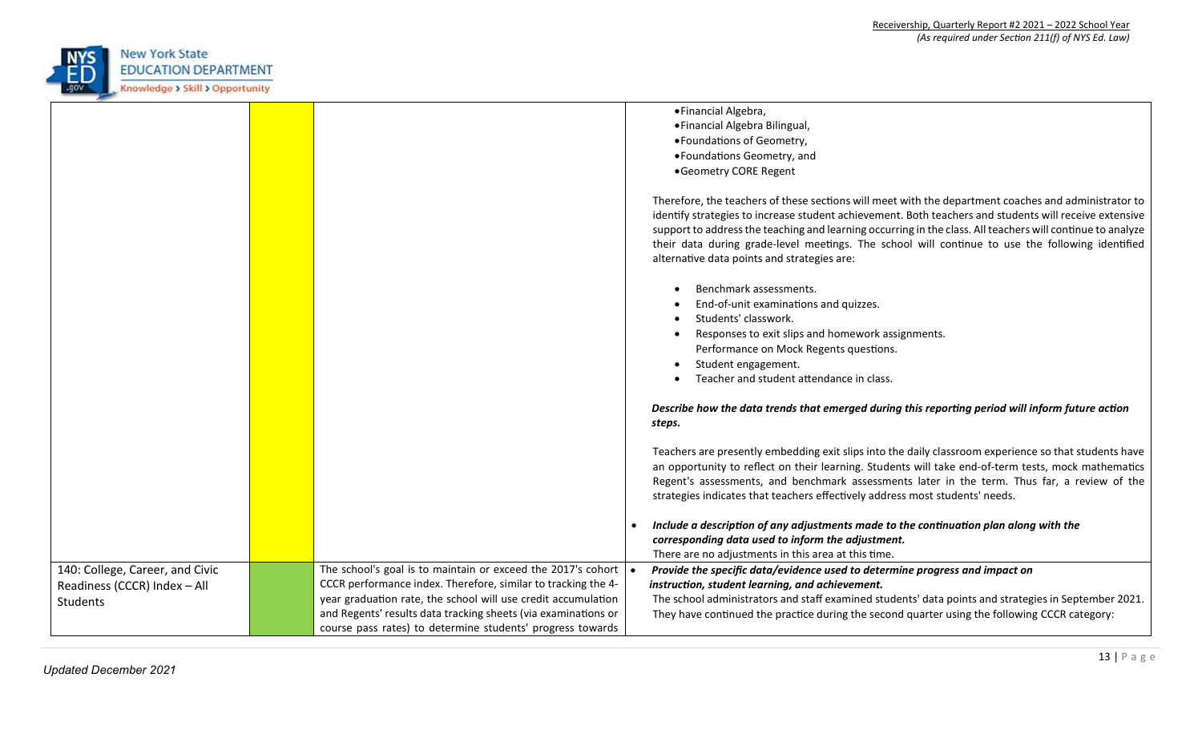| | | | |
|---|---|---|---|
| | | | • Financial Algebra,<br>• Financial Algebra Bilingual,<br>• Foundations of Geometry,<br>• Foundations Geometry, and<br>• Geometry CORE Regent<br><br>Therefore, the teachers of these sections will meet with the department coaches and administrator to identify strategies to increase student achievement. Both teachers and students will receive extensive support to address the teaching and learning occurring in the class. All teachers will continue to analyze their data during grade-level meetings. The school will continue to use the following identified alternative data points and strategies are:<br><br>• Benchmark assessments.<br>• End-of-unit examinations and quizzes.<br>• Students' classwork.<br>• Responses to exit slips and homework assignments.<br>Performance on Mock Regents questions.<br>• Student engagement.<br>• Teacher and student attendance in class.<br><br>***Describe how the data trends that emerged during this reporting period will inform future action steps.***<br><br>Teachers are presently embedding exit slips into the daily classroom experience so that students have an opportunity to reflect on their learning. Students will take end-of-term tests, mock mathematics Regent's assessments, and benchmark assessments later in the term. Thus far, a review of the strategies indicates that teachers effectively address most students' needs.<br><br>• ***Include a description of any adjustments made to the continuation plan along with the corresponding data used to inform the adjustment.***<br>There are no adjustments in this area at this time. |
| 140: College, Career, and Civic Readiness (CCCR) Index – All Students | | The school's goal is to maintain or exceed the 2017's cohort CCCR performance index. Therefore, similar to tracking the 4-year graduation rate, the school will use credit accumulation and Regents' results data tracking sheets (via examinations or course pass rates) to determine students' progress towards | • ***Provide the specific data/evidence used to determine progress and impact on instruction, student learning, and achievement.***<br>The school administrators and staff examined students' data points and strategies in September 2021. They have continued the practice during the second quarter using the following CCCR category: |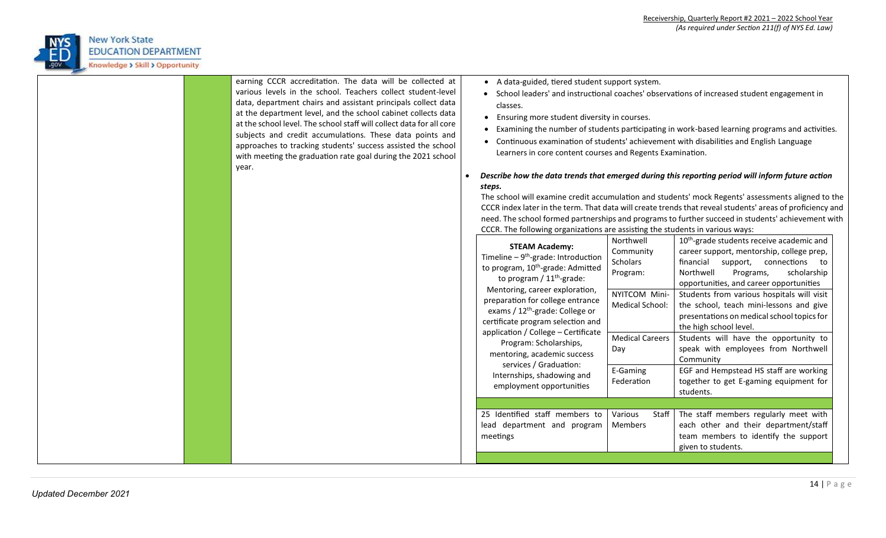| | | | |
|---|---|---|---|
| | | earning CCCR accreditation. The data will be collected at various levels in the school. Teachers collect student-level data, department chairs and assistant principals collect data at the department level, and the school cabinet collects data at the school level. The school staff will collect data for all core subjects and credit accumulations. These data points and approaches to tracking students' success assisted the school with meeting the graduation rate goal during the 2021 school year. | • A data-guided, tiered student support system.<br>• School leaders' and instructional coaches' observations of increased student engagement in classes.<br>• Ensuring more student diversity in courses.<br>• Examining the number of students participating in work-based learning programs and activities.<br>• Continuous examination of students' achievement with disabilities and English Language Learners in core content courses and Regents Examination.<br><br>• ***Describe how the data trends that emerged during this reporting period will inform future action steps.***<br>The school will examine credit accumulation and students' mock Regents' assessments aligned to the CCCR index later in the term. That data will create trends that reveal students' areas of proficiency and need. The school formed partnerships and programs to further succeed in students' achievement with CCCR. The following organizations are assisting the students in various ways: |

| | | |
|---|---|---|
| **STEAM Academy:**<br>Timeline – 9th-grade: Introduction to program, 10th-grade: Admitted to program / 11th-grade: Mentoring, career exploration, preparation for college entrance exams / 12th-grade: College or certificate program selection and application / College – Certificate Program: Scholarships, mentoring, academic success services / Graduation: Internships, shadowing and employment opportunities | Northwell Community Scholars Program: | 10th-grade students receive academic and career support, mentorship, college prep, financial support, connections to Northwell Programs, scholarship opportunities, and career opportunities |
| | NYITCOM Mini-Medical School: | Students from various hospitals will visit the school, teach mini-lessons and give presentations on medical school topics for the high school level. |
| | Medical Careers Day | Students will have the opportunity to speak with employees from Northwell Community |
| | E-Gaming Federation | EGF and Hempstead HS staff are working together to get E-gaming equipment for students. |
| | | |
| 25 Identified staff members to lead department and program meetings | Various Staff Members | The staff members regularly meet with each other and their department/staff team members to identify the support given to students. |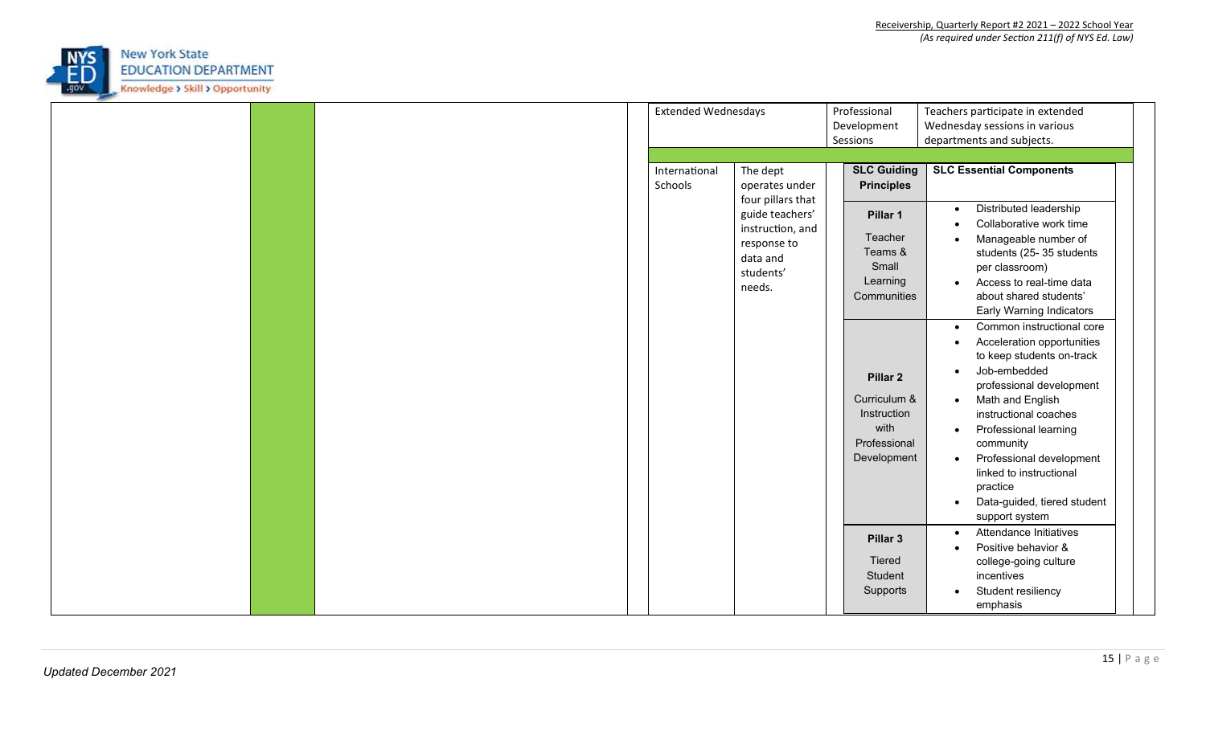| | | | | | | |
|---|---|---|---|---|---|---|
| | | | Extended Wednesdays | | Professional Development Sessions | Teachers participate in extended Wednesday sessions in various departments and subjects. |
| | | | International Schools | The dept operates under four pillars that guide teachers' instruction, and response to data and students' needs. | **SLC Guiding Principles** | **SLC Essential Components** |
| | | | | | **Pillar 1**<br>Teacher Teams & Small Learning Communities | • Distributed leadership<br>• Collaborative work time<br>• Manageable number of students (25- 35 students per classroom)<br>• Access to real-time data about shared students' Early Warning Indicators |
| | | | | | **Pillar 2**<br>Curriculum & Instruction with Professional Development | • Common instructional core<br>• Acceleration opportunities to keep students on-track<br>• Job-embedded professional development<br>• Math and English instructional coaches<br>• Professional learning community<br>• Professional development linked to instructional practice<br>• Data-guided, tiered student support system |
| | | | | | **Pillar 3**<br>Tiered Student Supports | • Attendance Initiatives<br>• Positive behavior & college-going culture incentives<br>• Student resiliency emphasis |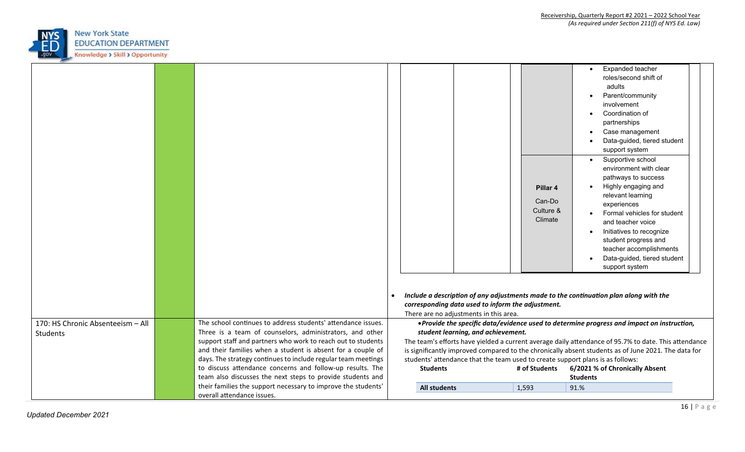| Indicator | Status | Strategies | Progress / Evidence |
|---|---|---|---|
| | | | <table><tr><td></td><td></td><td></td><td><ul><li>Expanded teacher roles/second shift of adults</li><li>Parent/community involvement</li><li>Coordination of partnerships</li><li>Case management</li><li>Data-guided, tiered student support system</li></ul></td></tr><tr><td></td><td></td><td>**Pillar 4**<br>Can-Do Culture & Climate</td><td><ul><li>Supportive school environment with clear pathways to success</li><li>Highly engaging and relevant learning experiences</li><li>Formal vehicles for student and teacher voice</li><li>Initiatives to recognize student progress and teacher accomplishments</li><li>Data-guided, tiered student support system</li></ul></td></tr></table><br>• ***Include a description of any adjustments made to the continuation plan along with the corresponding data used to inform the adjustment.***<br>There are no adjustments in this area. |
| 170: HS Chronic Absenteeism – All Students | | The school continues to address students' attendance issues. Three is a team of counselors, administrators, and other support staff and partners who work to reach out to students and their families when a student is absent for a couple of days. The strategy continues to include regular team meetings to discuss attendance concerns and follow-up results. The team also discusses the next steps to provide students and their families the support necessary to improve the students' overall attendance issues. | • ***Provide the specific data/evidence used to determine progress and impact on instruction, student learning, and achievement.***<br>The team's efforts have yielded a current average daily attendance of 95.7% to date. This attendance is significantly improved compared to the chronically absent students as of June 2021. The data for students' attendance that the team used to create support plans is as follows:<br><table><tr><th>Students</th><th># of Students</th><th>6/2021 % of Chronically Absent Students</th></tr><tr><td>**All students**</td><td>1,593</td><td>91.%</td></tr></table> |

*Updated December 2021*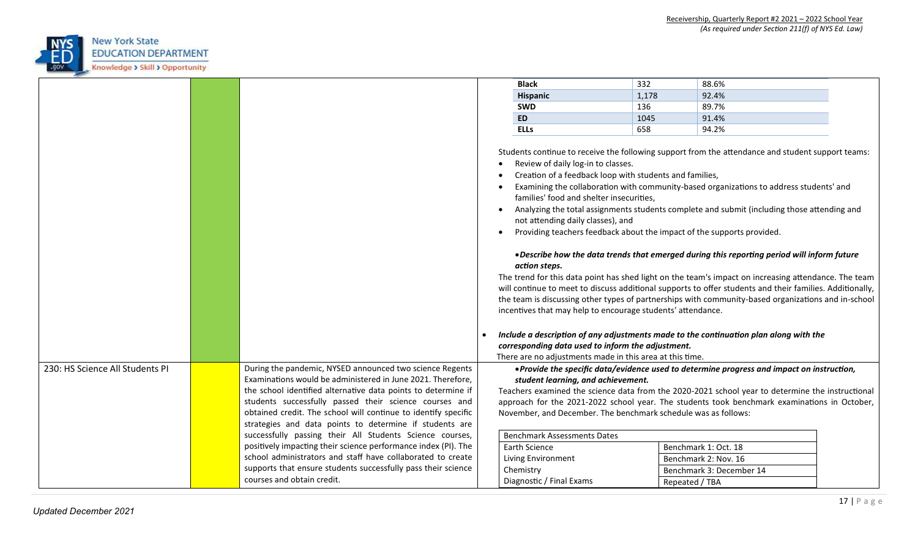| | | | |
|---|---|---|---|
| | | | **Black** \| 332 \| 88.6%<br>**Hispanic** \| 1,178 \| 92.4%<br>**SWD** \| 136 \| 89.7%<br>**ED** \| 1045 \| 91.4%<br>**ELLs** \| 658 \| 94.2%<br><br>Students continue to receive the following support from the attendance and student support teams:<br>• Review of daily log-in to classes.<br>• Creation of a feedback loop with students and families,<br>• Examining the collaboration with community-based organizations to address students' and families' food and shelter insecurities,<br>• Analyzing the total assignments students complete and submit (including those attending and not attending daily classes), and<br>• Providing teachers feedback about the impact of the supports provided.<br><br>• ***Describe how the data trends that emerged during this reporting period will inform future action steps.***<br>The trend for this data point has shed light on the team's impact on increasing attendance. The team will continue to meet to discuss additional supports to offer students and their families. Additionally, the team is discussing other types of partnerships with community-based organizations and in-school incentives that may help to encourage students' attendance.<br><br>• ***Include a description of any adjustments made to the continuation plan along with the corresponding data used to inform the adjustment.***<br>There are no adjustments made in this area at this time. |
| 230: HS Science All Students PI | | During the pandemic, NYSED announced two science Regents Examinations would be administered in June 2021. Therefore, the school identified alternative data points to determine if students successfully passed their science courses and obtained credit. The school will continue to identify specific strategies and data points to determine if students are successfully passing their All Students Science courses, positively impacting their science performance index (PI). The school administrators and staff have collaborated to create supports that ensure students successfully pass their science courses and obtain credit. | • ***Provide the specific data/evidence used to determine progress and impact on instruction, student learning, and achievement.***<br>Teachers examined the science data from the 2020-2021 school year to determine the instructional approach for the 2021-2022 school year. The students took benchmark examinations in October, November, and December. The benchmark schedule was as follows:<br><br>Benchmark Assessments Dates<br>Earth Science \| Benchmark 1: Oct. 18<br>Living Environment \| Benchmark 2: Nov. 16<br>Chemistry \| Benchmark 3: December 14<br>Diagnostic / Final Exams \| Repeated / TBA |

Updated December 2021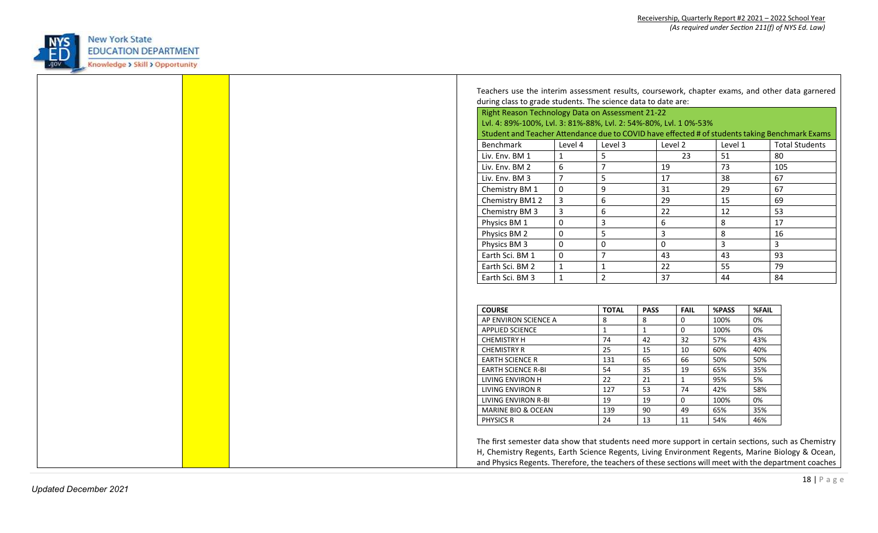Teachers use the interim assessment results, coursework, chapter exams, and other data garnered during class to grade students. The science data to date are:

| Right Reason Technology Data on Assessment 21-22<br>Lvl. 4: 89%-100%, Lvl. 3: 81%-88%, Lvl. 2: 54%-80%, Lvl. 1 0%-53%<br>Student and Teacher Attendance due to COVID have effected # of students taking Benchmark Exams | | | | | |
|---|---|---|---|---|---|
| Benchmark | Level 4 | Level 3 | Level 2 | Level 1 | Total Students |
| Liv. Env. BM 1 | 1 | 5 | 23 | 51 | 80 |
| Liv. Env. BM 2 | 6 | 7 | 19 | 73 | 105 |
| Liv. Env. BM 3 | 7 | 5 | 17 | 38 | 67 |
| Chemistry BM 1 | 0 | 9 | 31 | 29 | 67 |
| Chemistry BM1 2 | 3 | 6 | 29 | 15 | 69 |
| Chemistry BM 3 | 3 | 6 | 22 | 12 | 53 |
| Physics BM 1 | 0 | 3 | 6 | 8 | 17 |
| Physics BM 2 | 0 | 5 | 3 | 8 | 16 |
| Physics BM 3 | 0 | 0 | 0 | 3 | 3 |
| Earth Sci. BM 1 | 0 | 7 | 43 | 43 | 93 |
| Earth Sci. BM 2 | 1 | 1 | 22 | 55 | 79 |
| Earth Sci. BM 3 | 1 | 2 | 37 | 44 | 84 |

| COURSE | TOTAL | PASS | FAIL | %PASS | %FAIL |
|---|---|---|---|---|---|
| AP ENVIRON SCIENCE A | 8 | 8 | 0 | 100% | 0% |
| APPLIED SCIENCE | 1 | 1 | 0 | 100% | 0% |
| CHEMISTRY H | 74 | 42 | 32 | 57% | 43% |
| CHEMISTRY R | 25 | 15 | 10 | 60% | 40% |
| EARTH SCIENCE R | 131 | 65 | 66 | 50% | 50% |
| EARTH SCIENCE R-BI | 54 | 35 | 19 | 65% | 35% |
| LIVING ENVIRON H | 22 | 21 | 1 | 95% | 5% |
| LIVING ENVIRON R | 127 | 53 | 74 | 42% | 58% |
| LIVING ENVIRON R-BI | 19 | 19 | 0 | 100% | 0% |
| MARINE BIO & OCEAN | 139 | 90 | 49 | 65% | 35% |
| PHYSICS R | 24 | 13 | 11 | 54% | 46% |

The first semester data show that students need more support in certain sections, such as Chemistry H, Chemistry Regents, Earth Science Regents, Living Environment Regents, Marine Biology & Ocean, and Physics Regents. Therefore, the teachers of these sections will meet with the department coaches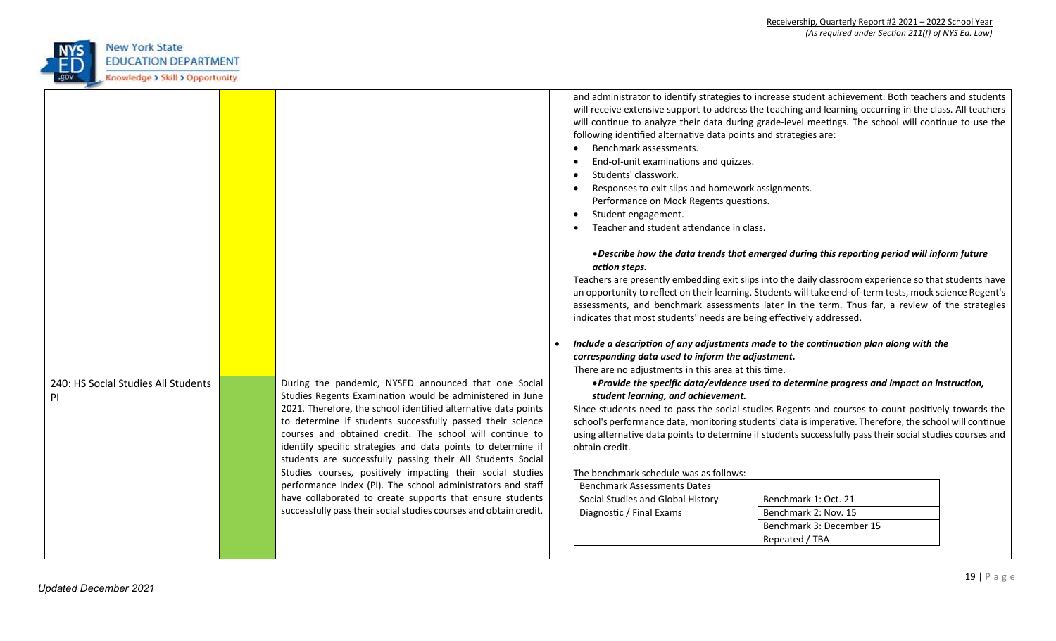| | | | |
|---|---|---|---|
| | | | and administrator to identify strategies to increase student achievement. Both teachers and students will receive extensive support to address the teaching and learning occurring in the class. All teachers will continue to analyze their data during grade-level meetings. The school will continue to use the following identified alternative data points and strategies are:<br>• Benchmark assessments.<br>• End-of-unit examinations and quizzes.<br>• Students' classwork.<br>• Responses to exit slips and homework assignments.<br>Performance on Mock Regents questions.<br>• Student engagement.<br>• Teacher and student attendance in class.<br><br>• ***Describe how the data trends that emerged during this reporting period will inform future action steps.***<br>Teachers are presently embedding exit slips into the daily classroom experience so that students have an opportunity to reflect on their learning. Students will take end-of-term tests, mock science Regent's assessments, and benchmark assessments later in the term. Thus far, a review of the strategies indicates that most students' needs are being effectively addressed.<br><br>• ***Include a description of any adjustments made to the continuation plan along with the corresponding data used to inform the adjustment.***<br>There are no adjustments in this area at this time. |
| 240: HS Social Studies All Students PI | | During the pandemic, NYSED announced that one Social Studies Regents Examination would be administered in June 2021. Therefore, the school identified alternative data points to determine if students successfully passed their science courses and obtained credit. The school will continue to identify specific strategies and data points to determine if students are successfully passing their All Students Social Studies courses, positively impacting their social studies performance index (PI). The school administrators and staff have collaborated to create supports that ensure students successfully pass their social studies courses and obtain credit. | • ***Provide the specific data/evidence used to determine progress and impact on instruction, student learning, and achievement.***<br>Since students need to pass the social studies Regents and courses to count positively towards the school's performance data, monitoring students' data is imperative. Therefore, the school will continue using alternative data points to determine if students successfully pass their social studies courses and obtain credit.<br><br>The benchmark schedule was as follows:<br><br>**Benchmark Assessments Dates**<br>Social Studies and Global History Diagnostic / Final Exams: Benchmark 1: Oct. 21; Benchmark 2: Nov. 15; Benchmark 3: December 15; Repeated / TBA |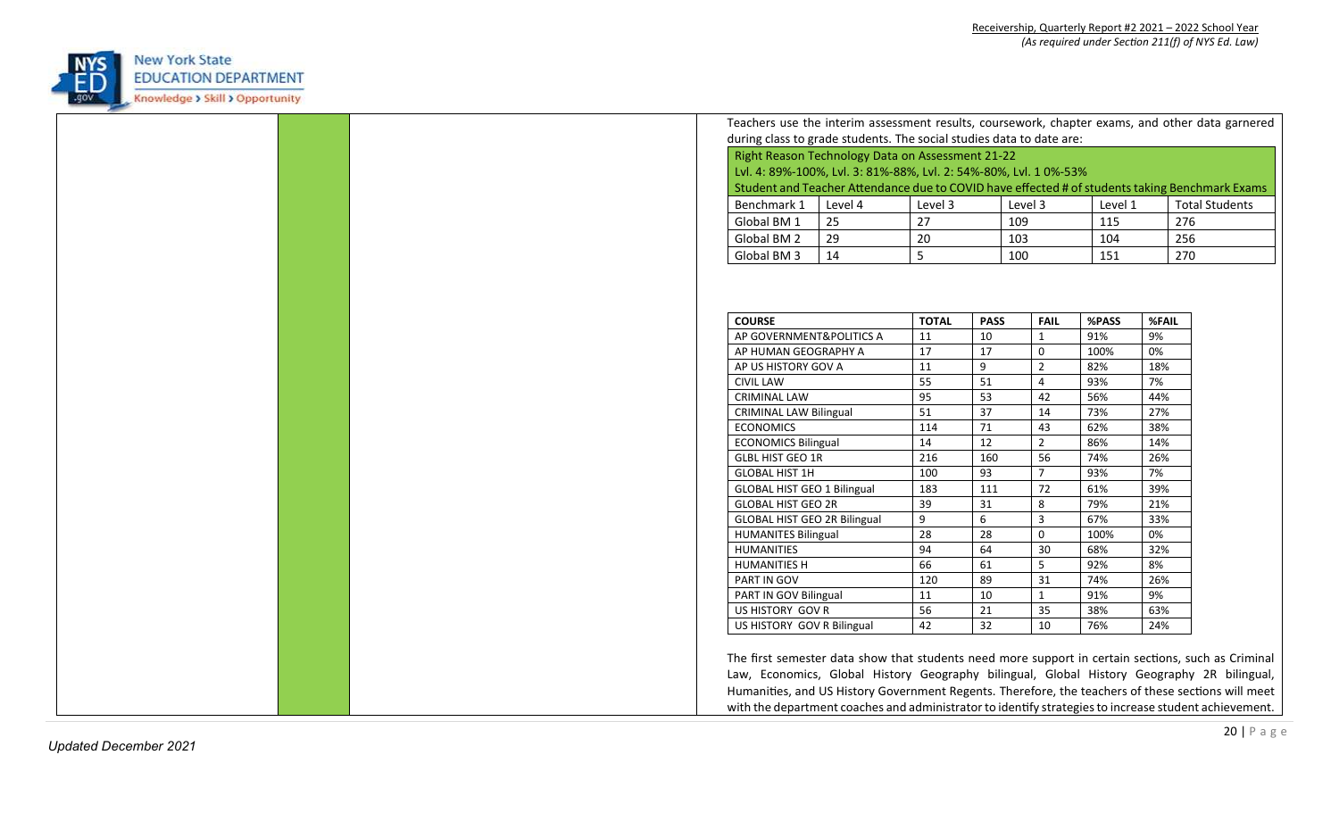Teachers use the interim assessment results, coursework, chapter exams, and other data garnered during class to grade students. The social studies data to date are:

| Right Reason Technology Data on Assessment 21-22<br>Lvl. 4: 89%-100%, Lvl. 3: 81%-88%, Lvl. 2: 54%-80%, Lvl. 1 0%-53%<br>Student and Teacher Attendance due to COVID have effected # of students taking Benchmark Exams | | | | | |
|---|---|---|---|---|---|
| Benchmark 1 | Level 4 | Level 3 | Level 3 | Level 1 | Total Students |
| Global BM 1 | 25 | 27 | 109 | 115 | 276 |
| Global BM 2 | 29 | 20 | 103 | 104 | 256 |
| Global BM 3 | 14 | 5 | 100 | 151 | 270 |

| COURSE | TOTAL | PASS | FAIL | %PASS | %FAIL |
|---|---|---|---|---|---|
| AP GOVERNMENT&POLITICS A | 11 | 10 | 1 | 91% | 9% |
| AP HUMAN GEOGRAPHY A | 17 | 17 | 0 | 100% | 0% |
| AP US HISTORY GOV A | 11 | 9 | 2 | 82% | 18% |
| CIVIL LAW | 55 | 51 | 4 | 93% | 7% |
| CRIMINAL LAW | 95 | 53 | 42 | 56% | 44% |
| CRIMINAL LAW Bilingual | 51 | 37 | 14 | 73% | 27% |
| ECONOMICS | 114 | 71 | 43 | 62% | 38% |
| ECONOMICS Bilingual | 14 | 12 | 2 | 86% | 14% |
| GLBL HIST GEO 1R | 216 | 160 | 56 | 74% | 26% |
| GLOBAL HIST 1H | 100 | 93 | 7 | 93% | 7% |
| GLOBAL HIST GEO 1 Bilingual | 183 | 111 | 72 | 61% | 39% |
| GLOBAL HIST GEO 2R | 39 | 31 | 8 | 79% | 21% |
| GLOBAL HIST GEO 2R Bilingual | 9 | 6 | 3 | 67% | 33% |
| HUMANITES Bilingual | 28 | 28 | 0 | 100% | 0% |
| HUMANITIES | 94 | 64 | 30 | 68% | 32% |
| HUMANITIES H | 66 | 61 | 5 | 92% | 8% |
| PART IN GOV | 120 | 89 | 31 | 74% | 26% |
| PART IN GOV Bilingual | 11 | 10 | 1 | 91% | 9% |
| US HISTORY GOV R | 56 | 21 | 35 | 38% | 63% |
| US HISTORY GOV R Bilingual | 42 | 32 | 10 | 76% | 24% |

The first semester data show that students need more support in certain sections, such as Criminal Law, Economics, Global History Geography bilingual, Global History Geography 2R bilingual, Humanities, and US History Government Regents. Therefore, the teachers of these sections will meet with the department coaches and administrator to identify strategies to increase student achievement.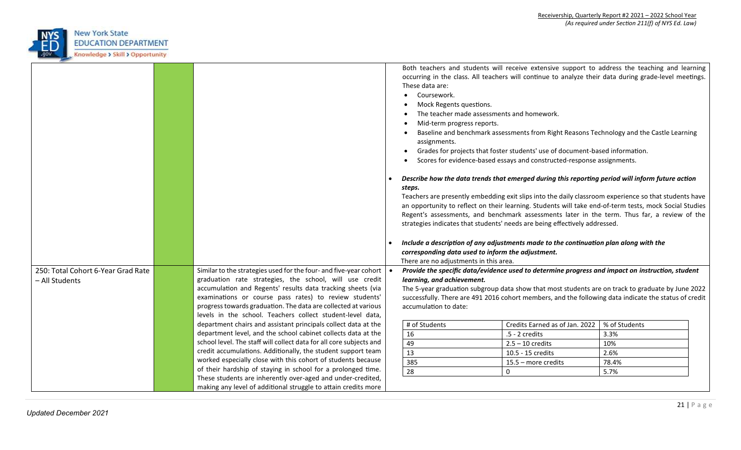| | | | |
|---|---|---|---|
| | | | Both teachers and students will receive extensive support to address the teaching and learning occurring in the class. All teachers will continue to analyze their data during grade-level meetings. These data are:<br>• Coursework.<br>• Mock Regents questions.<br>• The teacher made assessments and homework.<br>• Mid-term progress reports.<br>• Baseline and benchmark assessments from Right Reasons Technology and the Castle Learning assignments.<br>• Grades for projects that foster students' use of document-based information.<br>• Scores for evidence-based essays and constructed-response assignments.<br><br>• ***Describe how the data trends that emerged during this reporting period will inform future action steps.***<br>Teachers are presently embedding exit slips into the daily classroom experience so that students have an opportunity to reflect on their learning. Students will take end-of-term tests, mock Social Studies Regent's assessments, and benchmark assessments later in the term. Thus far, a review of the strategies indicates that students' needs are being effectively addressed.<br><br>• ***Include a description of any adjustments made to the continuation plan along with the corresponding data used to inform the adjustment.***<br>There are no adjustments in this area. |
| 250: Total Cohort 6-Year Grad Rate – All Students | | Similar to the strategies used for the four- and five-year cohort graduation rate strategies, the school, will use credit accumulation and Regents' results data tracking sheets (via examinations or course pass rates) to review students' progress towards graduation. The data are collected at various levels in the school. Teachers collect student-level data, department chairs and assistant principals collect data at the department level, and the school cabinet collects data at the school level. The staff will collect data for all core subjects and credit accumulations. Additionally, the student support team worked especially close with this cohort of students because of their hardship of staying in school for a prolonged time. These students are inherently over-aged and under-credited, making any level of additional struggle to attain credits more | • ***Provide the specific data/evidence used to determine progress and impact on instruction, student learning, and achievement.***<br>The 5-year graduation subgroup data show that most students are on track to graduate by June 2022 successfully. There are 491 2016 cohort members, and the following data indicate the status of credit accumulation to date:<br><br>[# of Students / Credits Earned as of Jan. 2022 / % of Students]<br>16 / .5 - 2 credits / 3.3%<br>49 / 2.5 – 10 credits / 10%<br>13 / 10.5 - 15 credits / 2.6%<br>385 / 15.5 – more credits / 78.4%<br>28 / 0 / 5.7% |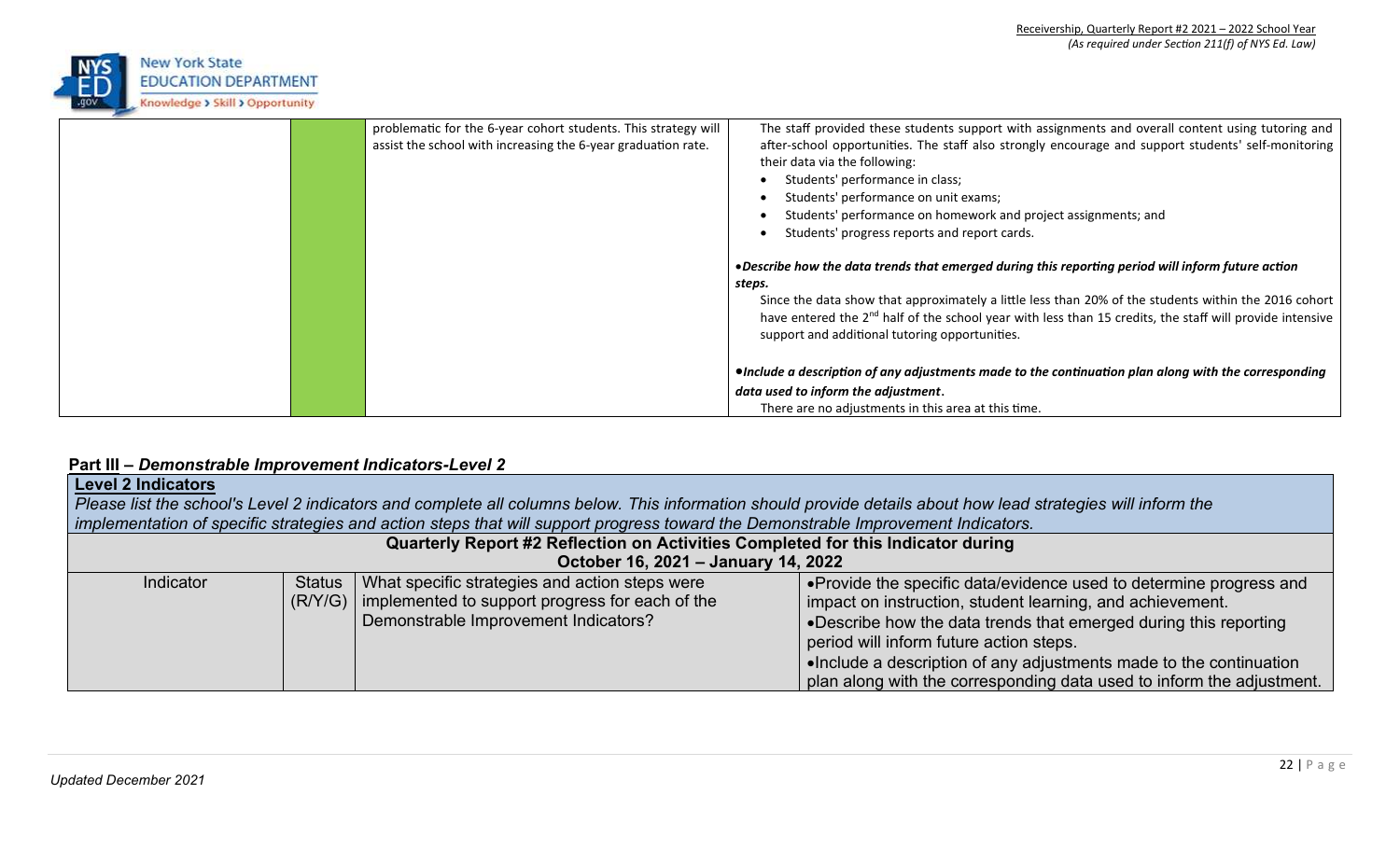| | | | |
|---|---|---|---|
| | | problematic for the 6-year cohort students. This strategy will assist the school with increasing the 6-year graduation rate. | The staff provided these students support with assignments and overall content using tutoring and after-school opportunities. The staff also strongly encourage and support students' self-monitoring their data via the following:<br>• Students' performance in class;<br>• Students' performance on unit exams;<br>• Students' performance on homework and project assignments; and<br>• Students' progress reports and report cards.<br><br>•*Describe how the data trends that emerged during this reporting period will inform future action steps.*<br>Since the data show that approximately a little less than 20% of the students within the 2016 cohort have entered the 2nd half of the school year with less than 15 credits, the staff will provide intensive support and additional tutoring opportunities.<br><br>•*Include a description of any adjustments made to the continuation plan along with the corresponding data used to inform the adjustment.*<br>There are no adjustments in this area at this time. |

## Part III – *Demonstrable Improvement Indicators-Level 2*

| **Level 2 Indicators**<br>*Please list the school's Level 2 indicators and complete all columns below. This information should provide details about how lead strategies will inform the implementation of specific strategies and action steps that will support progress toward the Demonstrable Improvement Indicators.* | | | |
|---|---|---|---|
| **Quarterly Report #2 Reflection on Activities Completed for this Indicator during October 16, 2021 – January 14, 2022** | | | |
| Indicator | Status (R/Y/G) | What specific strategies and action steps were implemented to support progress for each of the Demonstrable Improvement Indicators? | •Provide the specific data/evidence used to determine progress and impact on instruction, student learning, and achievement.<br>•Describe how the data trends that emerged during this reporting period will inform future action steps.<br>•Include a description of any adjustments made to the continuation plan along with the corresponding data used to inform the adjustment. |

*Updated December 2021*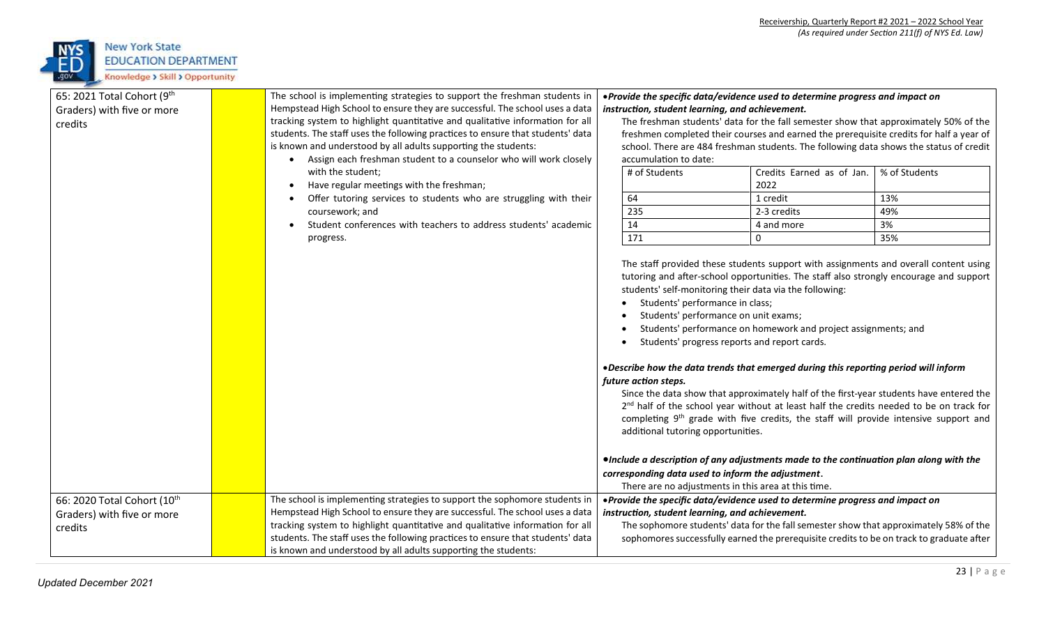| Indicator | Status | Strategies | Progress / Evidence |
|---|---|---|---|
| 65: 2021 Total Cohort (9th Graders) with five or more credits | | The school is implementing strategies to support the freshman students in Hempstead High School to ensure they are successful. The school uses a data tracking system to highlight quantitative and qualitative information for all students. The staff uses the following practices to ensure that students' data is known and understood by all adults supporting the students:<br>• Assign each freshman student to a counselor who will work closely with the student;<br>• Have regular meetings with the freshman;<br>• Offer tutoring services to students who are struggling with their coursework; and<br>• Student conferences with teachers to address students' academic progress. | ***•Provide the specific data/evidence used to determine progress and impact on instruction, student learning, and achievement.***<br>The freshman students' data for the fall semester show that approximately 50% of the freshmen completed their courses and earned the prerequisite credits for half a year of school. There are 484 freshman students. The following data shows the status of credit accumulation to date:<br><br>\# of Students / Credits Earned as of Jan. 2022 / % of Students:<br>64 / 1 credit / 13%<br>235 / 2-3 credits / 49%<br>14 / 4 and more / 3%<br>171 / 0 / 35%<br><br>The staff provided these students support with assignments and overall content using tutoring and after-school opportunities. The staff also strongly encourage and support students' self-monitoring their data via the following:<br>• Students' performance in class;<br>• Students' performance on unit exams;<br>• Students' performance on homework and project assignments; and<br>• Students' progress reports and report cards.<br><br>***•Describe how the data trends that emerged during this reporting period will inform future action steps.***<br>Since the data show that approximately half of the first-year students have entered the 2nd half of the school year without at least half the credits needed to be on track for completing 9th grade with five credits, the staff will provide intensive support and additional tutoring opportunities.<br><br>***•Include a description of any adjustments made to the continuation plan along with the corresponding data used to inform the adjustment.***<br>There are no adjustments in this area at this time. |
| 66: 2020 Total Cohort (10th Graders) with five or more credits | | The school is implementing strategies to support the sophomore students in Hempstead High School to ensure they are successful. The school uses a data tracking system to highlight quantitative and qualitative information for all students. The staff uses the following practices to ensure that students' data is known and understood by all adults supporting the students: | ***•Provide the specific data/evidence used to determine progress and impact on instruction, student learning, and achievement.***<br>The sophomore students' data for the fall semester show that approximately 58% of the sophomores successfully earned the prerequisite credits to be on track to graduate after |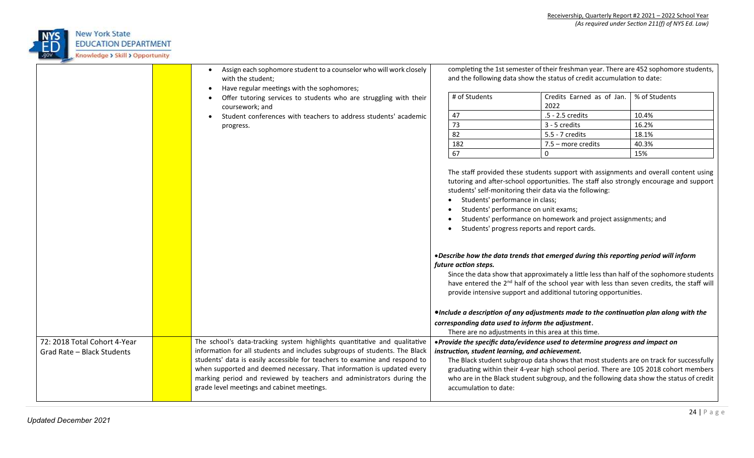| | | | |
|---|---|---|---|
| | | • Assign each sophomore student to a counselor who will work closely with the student;<br>• Have regular meetings with the sophomores;<br>• Offer tutoring services to students who are struggling with their coursework; and<br>• Student conferences with teachers to address students' academic progress. | completing the 1st semester of their freshman year. There are 452 sophomore students, and the following data show the status of credit accumulation to date:<br><br># of Students / Credits Earned as of Jan. 2022 / % of Students:<br>47 / .5 - 2.5 credits / 10.4%<br>73 / 3 - 5 credits / 16.2%<br>82 / 5.5 - 7 credits / 18.1%<br>182 / 7.5 – more credits / 40.3%<br>67 / 0 / 15%<br><br>The staff provided these students support with assignments and overall content using tutoring and after-school opportunities. The staff also strongly encourage and support students' self-monitoring their data via the following:<br>• Students' performance in class;<br>• Students' performance on unit exams;<br>• Students' performance on homework and project assignments; and<br>• Students' progress reports and report cards.<br><br>• ***Describe how the data trends that emerged during this reporting period will inform future action steps.***<br>Since the data show that approximately a little less than half of the sophomore students have entered the 2nd half of the school year with less than seven credits, the staff will provide intensive support and additional tutoring opportunities.<br><br>• ***Include a description of any adjustments made to the continuation plan along with the corresponding data used to inform the adjustment.***<br>There are no adjustments in this area at this time. |
| 72: 2018 Total Cohort 4-Year Grad Rate – Black Students | | The school's data-tracking system highlights quantitative and qualitative information for all students and includes subgroups of students. The Black students' data is easily accessible for teachers to examine and respond to when supported and deemed necessary. That information is updated every marking period and reviewed by teachers and administrators during the grade level meetings and cabinet meetings. | • ***Provide the specific data/evidence used to determine progress and impact on instruction, student learning, and achievement.***<br>The Black student subgroup data shows that most students are on track for successfully graduating within their 4-year high school period. There are 105 2018 cohort members who are in the Black student subgroup, and the following data show the status of credit accumulation to date: |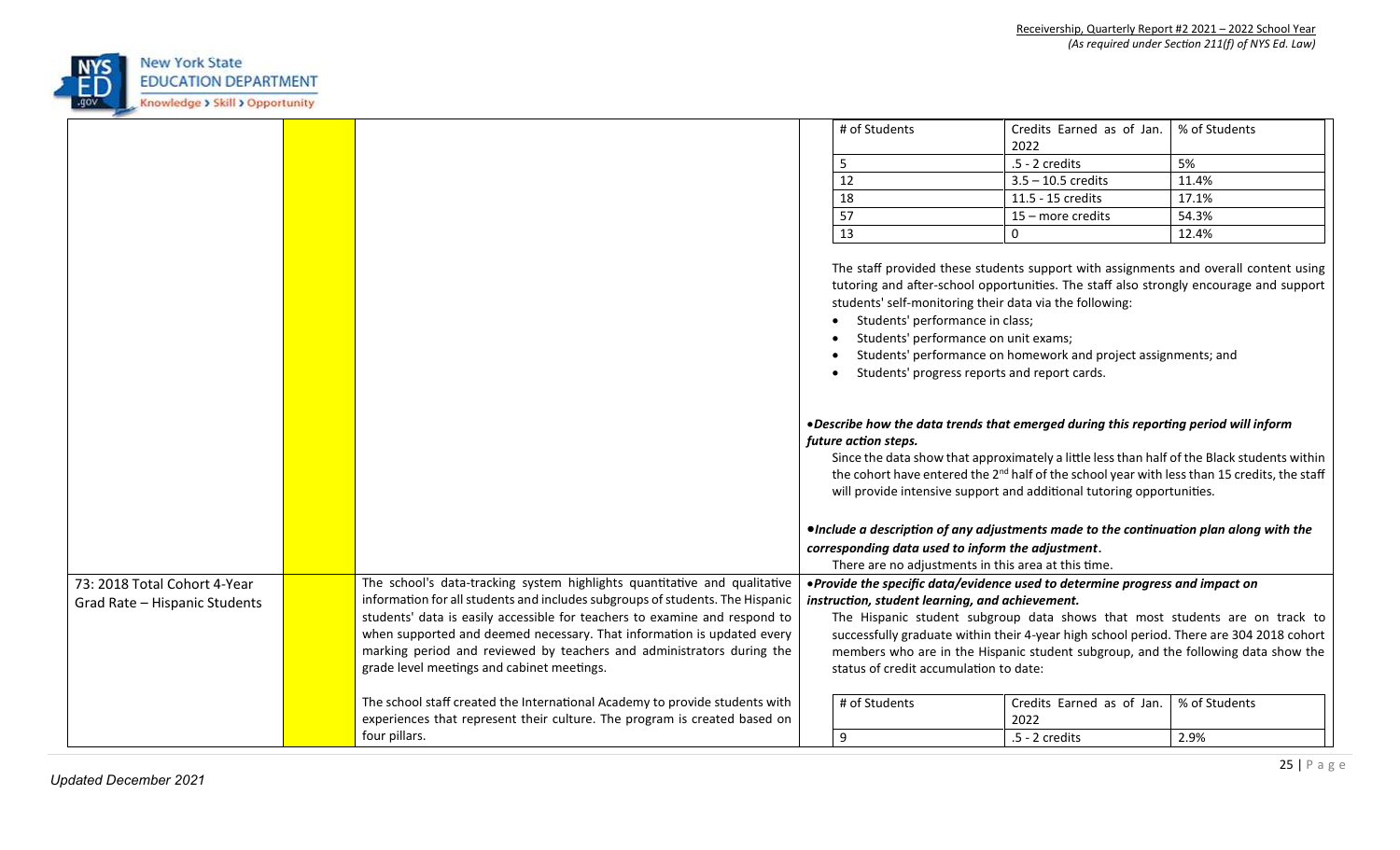| | | | |
|---|---|---|---|
| | | | # of Students \| Credits Earned as of Jan. 2022 \| % of Students<br>5 \| .5 - 2 credits \| 5%<br>12 \| 3.5 – 10.5 credits \| 11.4%<br>18 \| 11.5 - 15 credits \| 17.1%<br>57 \| 15 – more credits \| 54.3%<br>13 \| 0 \| 12.4%<br><br>The staff provided these students support with assignments and overall content using tutoring and after-school opportunities. The staff also strongly encourage and support students' self-monitoring their data via the following:<br>• Students' performance in class;<br>• Students' performance on unit exams;<br>• Students' performance on homework and project assignments; and<br>• Students' progress reports and report cards.<br><br>• ***Describe how the data trends that emerged during this reporting period will inform future action steps.***<br>Since the data show that approximately a little less than half of the Black students within the cohort have entered the 2nd half of the school year with less than 15 credits, the staff will provide intensive support and additional tutoring opportunities.<br><br>• ***Include a description of any adjustments made to the continuation plan along with the corresponding data used to inform the adjustment.***<br>There are no adjustments in this area at this time. |
| 73: 2018 Total Cohort 4-Year Grad Rate – Hispanic Students | | The school's data-tracking system highlights quantitative and qualitative information for all students and includes subgroups of students. The Hispanic students' data is easily accessible for teachers to examine and respond to when supported and deemed necessary. That information is updated every marking period and reviewed by teachers and administrators during the grade level meetings and cabinet meetings.<br><br>The school staff created the International Academy to provide students with experiences that represent their culture. The program is created based on four pillars. | • ***Provide the specific data/evidence used to determine progress and impact on instruction, student learning, and achievement.***<br>The Hispanic student subgroup data shows that most students are on track to successfully graduate within their 4-year high school period. There are 304 2018 cohort members who are in the Hispanic student subgroup, and the following data show the status of credit accumulation to date:<br><br># of Students \| Credits Earned as of Jan. 2022 \| % of Students<br>9 \| .5 - 2 credits \| 2.9% |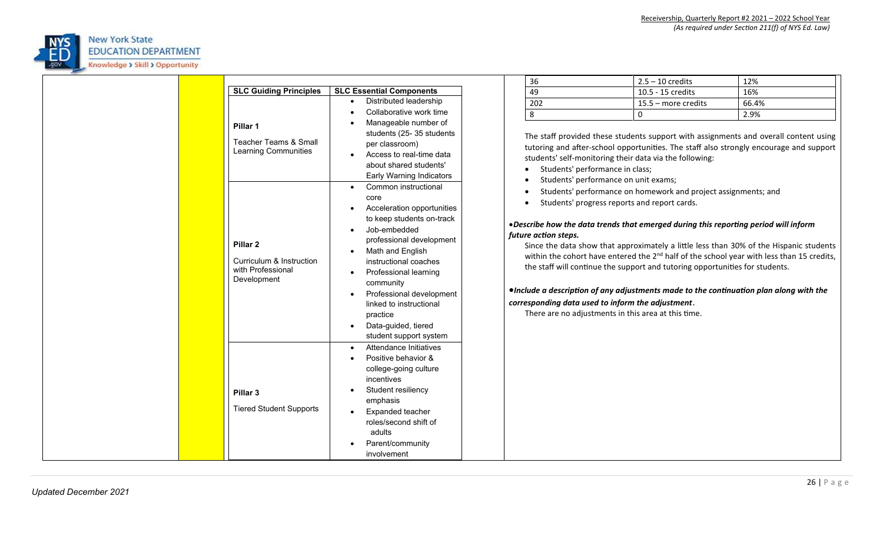| SLC Guiding Principles | SLC Essential Components |
|---|---|
| **Pillar 1**<br><br>Teacher Teams & Small Learning Communities | • Distributed leadership<br>• Collaborative work time<br>• Manageable number of students (25- 35 students per classroom)<br>• Access to real-time data about shared students' Early Warning Indicators |
| **Pillar 2**<br><br>Curriculum & Instruction with Professional Development | • Common instructional core<br>• Acceleration opportunities to keep students on-track<br>• Job-embedded professional development<br>• Math and English instructional coaches<br>• Professional learning community<br>• Professional development linked to instructional practice<br>• Data-guided, tiered student support system |
| **Pillar 3**<br><br>Tiered Student Supports | • Attendance Initiatives<br>• Positive behavior & college-going culture incentives<br>• Student resiliency emphasis<br>• Expanded teacher roles/second shift of adults<br>• Parent/community involvement |

| | | |
|---|---|---|
| 36 | 2.5 – 10 credits | 12% |
| 49 | 10.5 - 15 credits | 16% |
| 202 | 15.5 – more credits | 66.4% |
| 8 | 0 | 2.9% |

The staff provided these students support with assignments and overall content using tutoring and after-school opportunities. The staff also strongly encourage and support students' self-monitoring their data via the following:

- Students' performance in class;
- Students' performance on unit exams;
- Students' performance on homework and project assignments; and
- Students' progress reports and report cards.

***•Describe how the data trends that emerged during this reporting period will inform future action steps.***

Since the data show that approximately a little less than 30% of the Hispanic students within the cohort have entered the 2nd half of the school year with less than 15 credits, the staff will continue the support and tutoring opportunities for students.

***•Include a description of any adjustments made to the continuation plan along with the corresponding data used to inform the adjustment.***

There are no adjustments in this area at this time.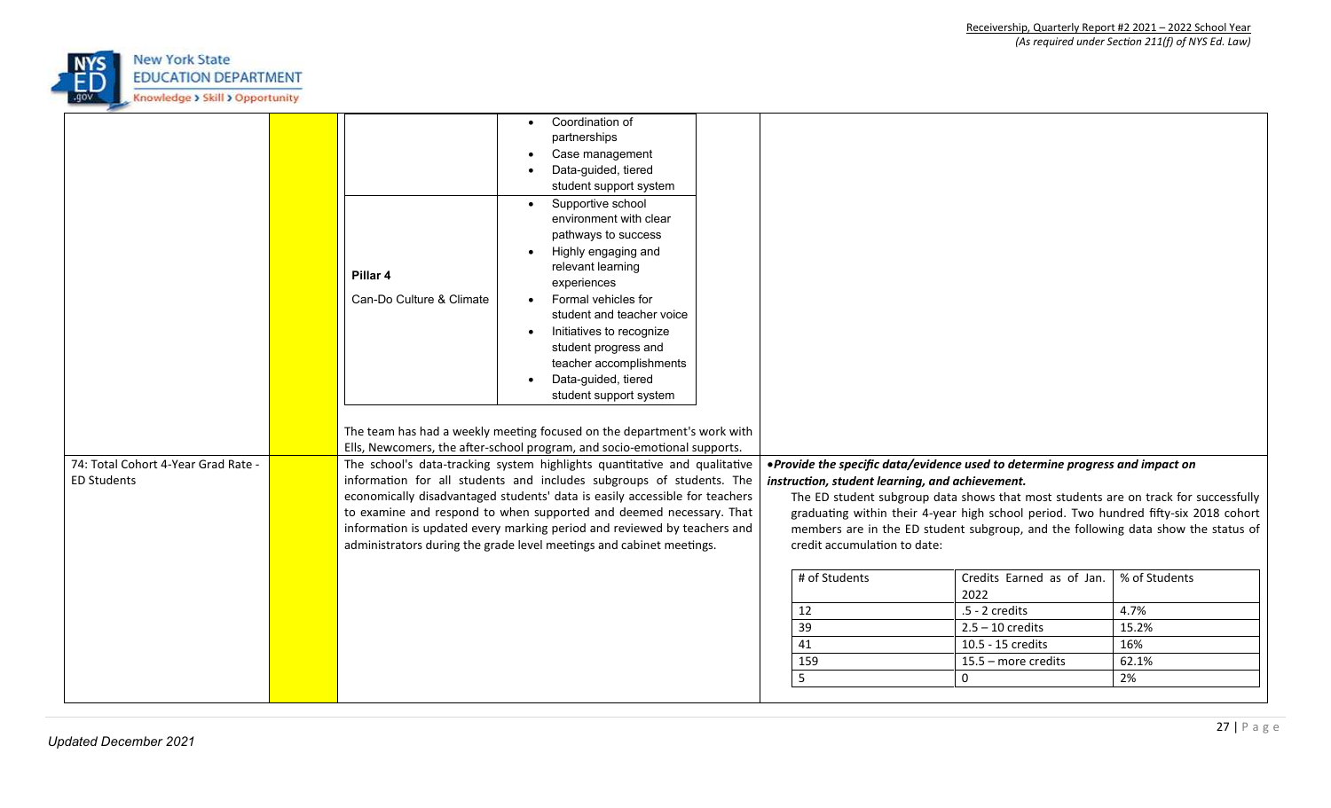| | | | |
|---|---|---|---|
| | | \| \| • Coordination of partnerships<br>• Case management<br>• Data-guided, tiered student support system \|<br>\| **Pillar 4**<br>Can-Do Culture & Climate \| • Supportive school environment with clear pathways to success<br>• Highly engaging and relevant learning experiences<br>• Formal vehicles for student and teacher voice<br>• Initiatives to recognize student progress and teacher accomplishments<br>• Data-guided, tiered student support system \|<br><br>The team has had a weekly meeting focused on the department's work with Ells, Newcomers, the after-school program, and socio-emotional supports. | |
| 74: Total Cohort 4-Year Grad Rate - ED Students | | The school's data-tracking system highlights quantitative and qualitative information for all students and includes subgroups of students. The economically disadvantaged students' data is easily accessible for teachers to examine and respond to when supported and deemed necessary. That information is updated every marking period and reviewed by teachers and administrators during the grade level meetings and cabinet meetings. | • ***Provide the specific data/evidence used to determine progress and impact on instruction, student learning, and achievement.***<br>The ED student subgroup data shows that most students are on track for successfully graduating within their 4-year high school period. Two hundred fifty-six 2018 cohort members are in the ED student subgroup, and the following data show the status of credit accumulation to date:<br><br>\| # of Students \| Credits Earned as of Jan. 2022 \| % of Students \|<br>\| 12 \| .5 - 2 credits \| 4.7% \|<br>\| 39 \| 2.5 – 10 credits \| 15.2% \|<br>\| 41 \| 10.5 - 15 credits \| 16% \|<br>\| 159 \| 15.5 – more credits \| 62.1% \|<br>\| 5 \| 0 \| 2% \| |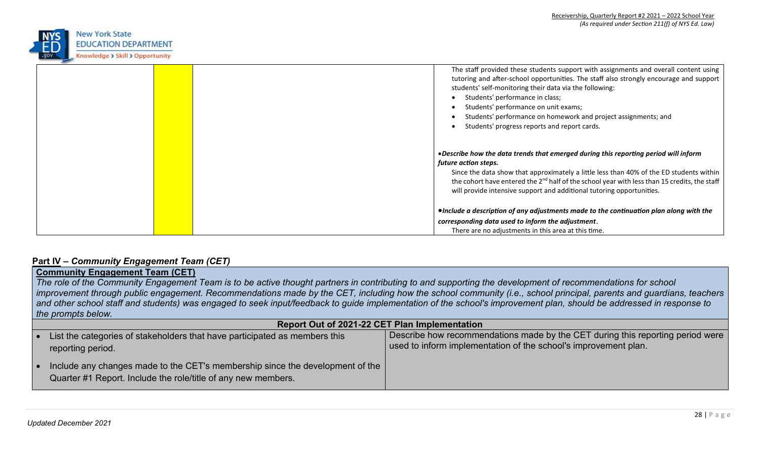| | | | The staff provided these students support with assignments and overall content using tutoring and after-school opportunities. The staff also strongly encourage and support students' self-monitoring their data via the following:<br>• Students' performance in class;<br>• Students' performance on unit exams;<br>• Students' performance on homework and project assignments; and<br>• Students' progress reports and report cards.<br><br>•*Describe how the data trends that emerged during this reporting period will inform future action steps.*<br>Since the data show that approximately a little less than 40% of the ED students within the cohort have entered the 2nd half of the school year with less than 15 credits, the staff will provide intensive support and additional tutoring opportunities.<br><br>•*Include a description of any adjustments made to the continuation plan along with the corresponding data used to inform the adjustment.*<br>There are no adjustments in this area at this time. |
|---|---|---|---|

## Part IV – *Community Engagement Team (CET)*

**Community Engagement Team (CET)**

*The role of the Community Engagement Team is to be active thought partners in contributing to and supporting the development of recommendations for school improvement through public engagement. Recommendations made by the CET, including how the school community (i.e., school principal, parents and guardians, teachers and other school staff and students) was engaged to seek input/feedback to guide implementation of the school's improvement plan, should be addressed in response to the prompts below.*

| Report Out of 2021-22 CET Plan Implementation | |
|---|---|
| • List the categories of stakeholders that have participated as members this reporting period.<br>• Include any changes made to the CET's membership since the development of the Quarter #1 Report. Include the role/title of any new members. | Describe how recommendations made by the CET during this reporting period were used to inform implementation of the school's improvement plan. |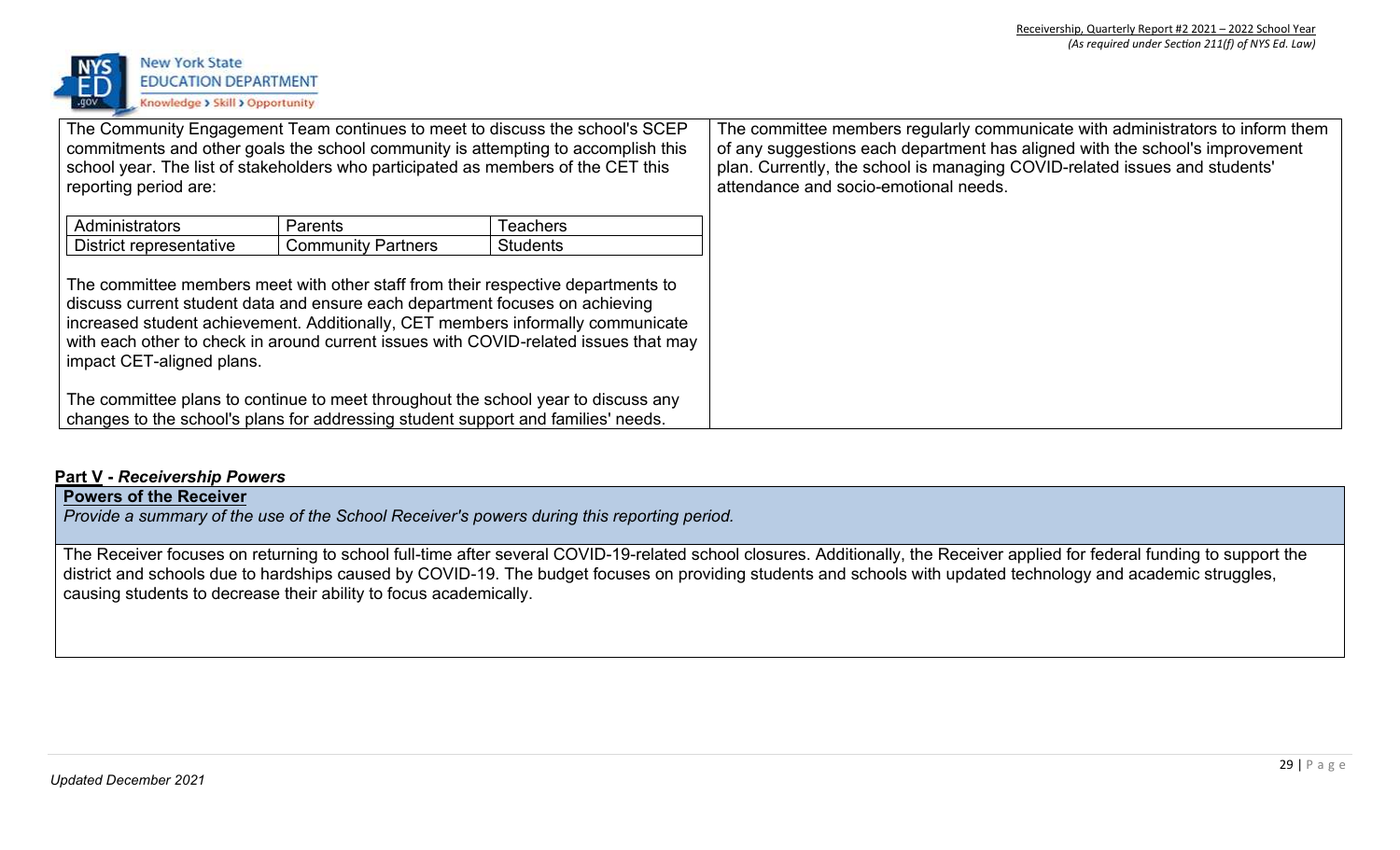| | |
|---|---|
| The Community Engagement Team continues to meet to discuss the school's SCEP commitments and other goals the school community is attempting to accomplish this school year. The list of stakeholders who participated as members of the CET this reporting period are:<br><br>Administrators, Parents, Teachers, District representative, Community Partners, Students<br><br>The committee members meet with other staff from their respective departments to discuss current student data and ensure each department focuses on achieving increased student achievement. Additionally, CET members informally communicate with each other to check in around current issues with COVID-related issues that may impact CET-aligned plans.<br><br>The committee plans to continue to meet throughout the school year to discuss any changes to the school's plans for addressing student support and families' needs. | The committee members regularly communicate with administrators to inform them of any suggestions each department has aligned with the school's improvement plan. Currently, the school is managing COVID-related issues and students' attendance and socio-emotional needs. |

| | | |
|---|---|---|
| Administrators | Parents | Teachers |
| District representative | Community Partners | Students |

## Part V - *Receivership Powers*

**Powers of the Receiver**

*Provide a summary of the use of the School Receiver's powers during this reporting period.*

The Receiver focuses on returning to school full-time after several COVID-19-related school closures. Additionally, the Receiver applied for federal funding to support the district and schools due to hardships caused by COVID-19. The budget focuses on providing students and schools with updated technology and academic struggles, causing students to decrease their ability to focus academically.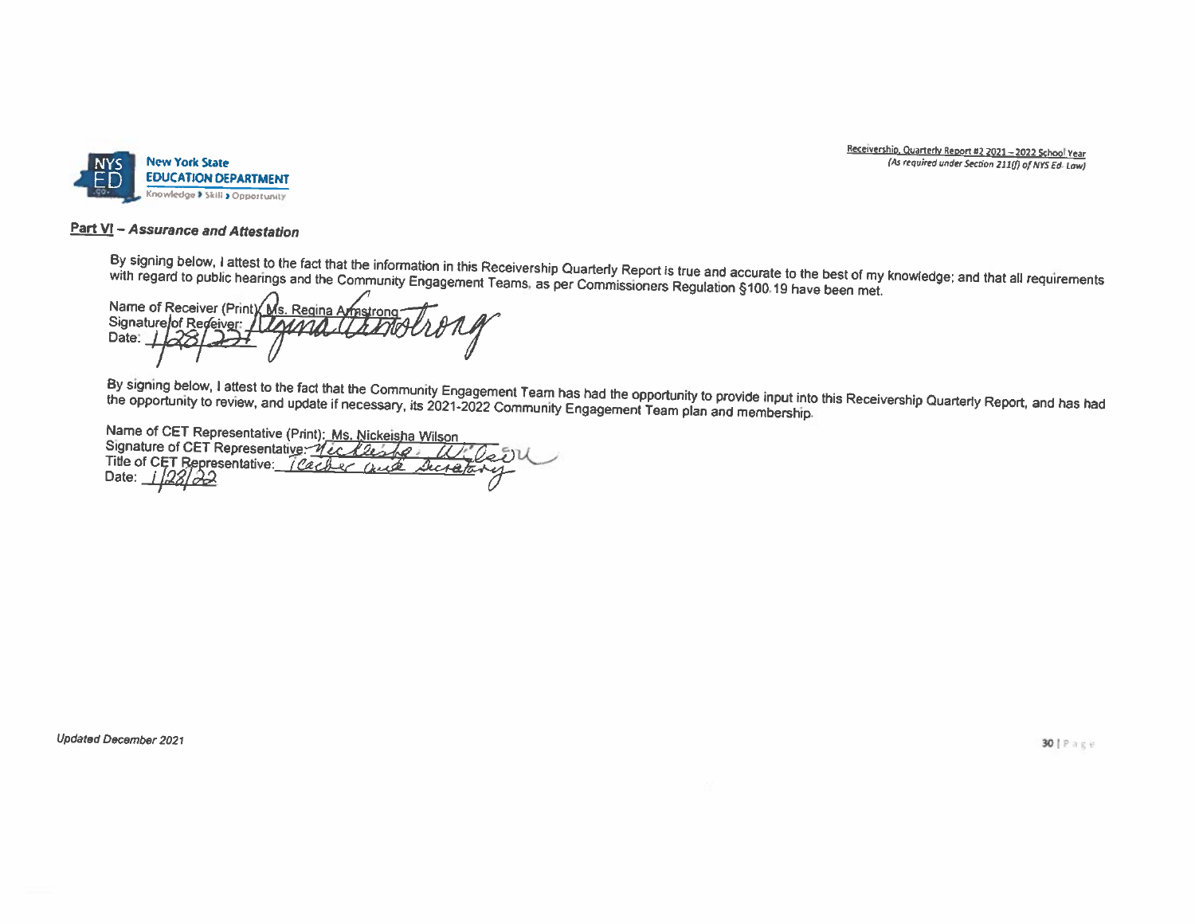## Part VI – *Assurance and Attestation*

By signing below, I attest to the fact that the information in this Receivership Quarterly Report is true and accurate to the best of my knowledge; and that all requirements with regard to public hearings and the Community Engagement Teams, as per Commissioners Regulation §100.19 have been met.

Name of Receiver (Print): Ms. Regina Armstrong
Signature of Receiver: *Regina Armstrong*
Date: 1/28/22

By signing below, I attest to the fact that the Community Engagement Team has had the opportunity to provide input into this Receivership Quarterly Report, and has had the opportunity to review, and update if necessary, its 2021-2022 Community Engagement Team plan and membership.

Name of CET Representative (Print): Ms. Nickeisha Wilson
Signature of CET Representative: *Nickeisha Wilson*
Title of CET Representative: Teacher and Secretary
Date: 1/28/22

*Updated December 2021*